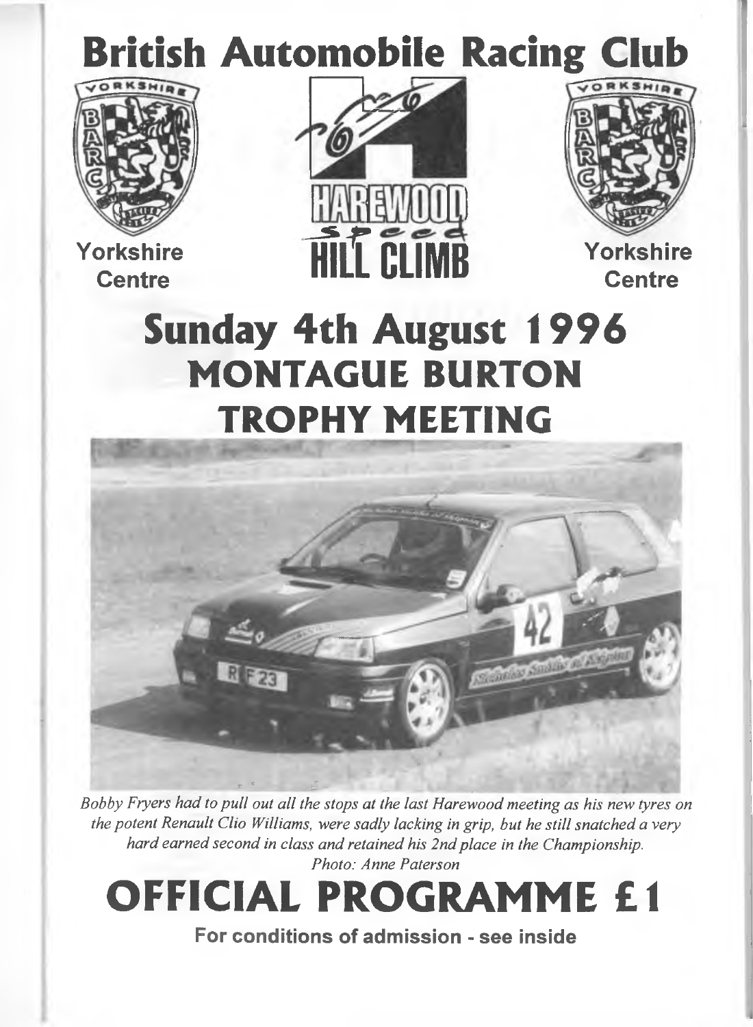# British Automobile Racing Club

Yorkshire Centre

HAREWOOD Speed HILL CLIMB

Yorkshire Centre

# Sunday 4th August 1996

## MONTAGUE BURTON TROPHY MEETING

*Bobby Fryers had to pull out all the stops at the last Harewood meeting as his new tyres on the potent Renault Clio Williams, were sadly lacking in grip, but he still snatched a very hard earned second in class and retained his 2nd place in the Championship.*
*Photo: Anne Paterson*

# OFFICIAL PROGRAMME £1

**For conditions of admission - see inside**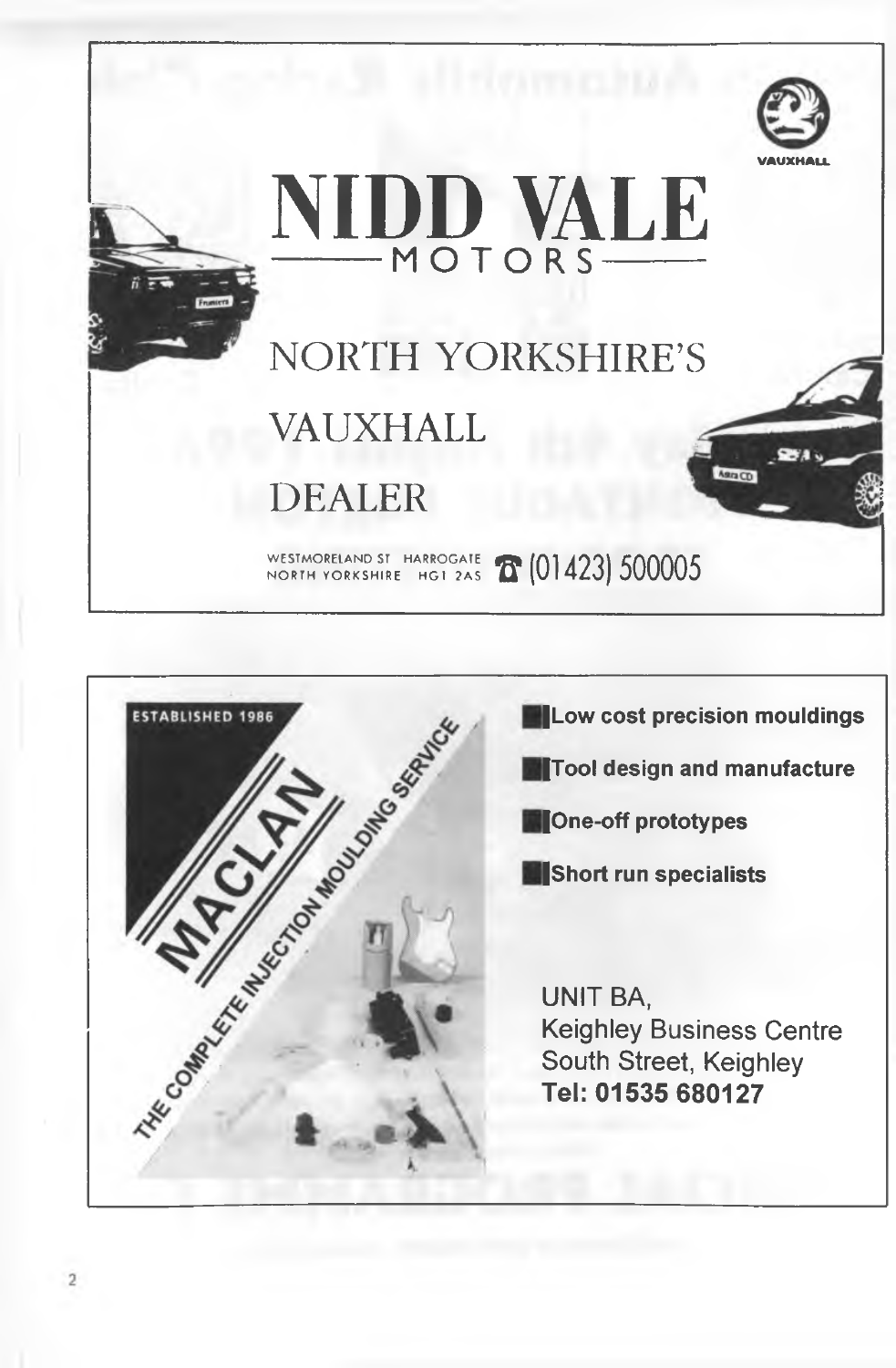# NIDD VALE

## MOTORS

VAUXHALL

NORTH YORKSHIRE'S

VAUXHALL

DEALER

WESTMORELAND ST HARROGATE
NORTH YORKSHIRE HG1 2AS

(01423) 500005

---

ESTABLISHED 1986

# MACLAN

THE COMPLETE INJECTION MOULDING SERVICE

- **Low cost precision mouldings**
- **Tool design and manufacture**
- **One-off prototypes**
- **Short run specialists**

UNIT BA,
Keighley Business Centre
South Street, Keighley
**Tel: 01535 680127**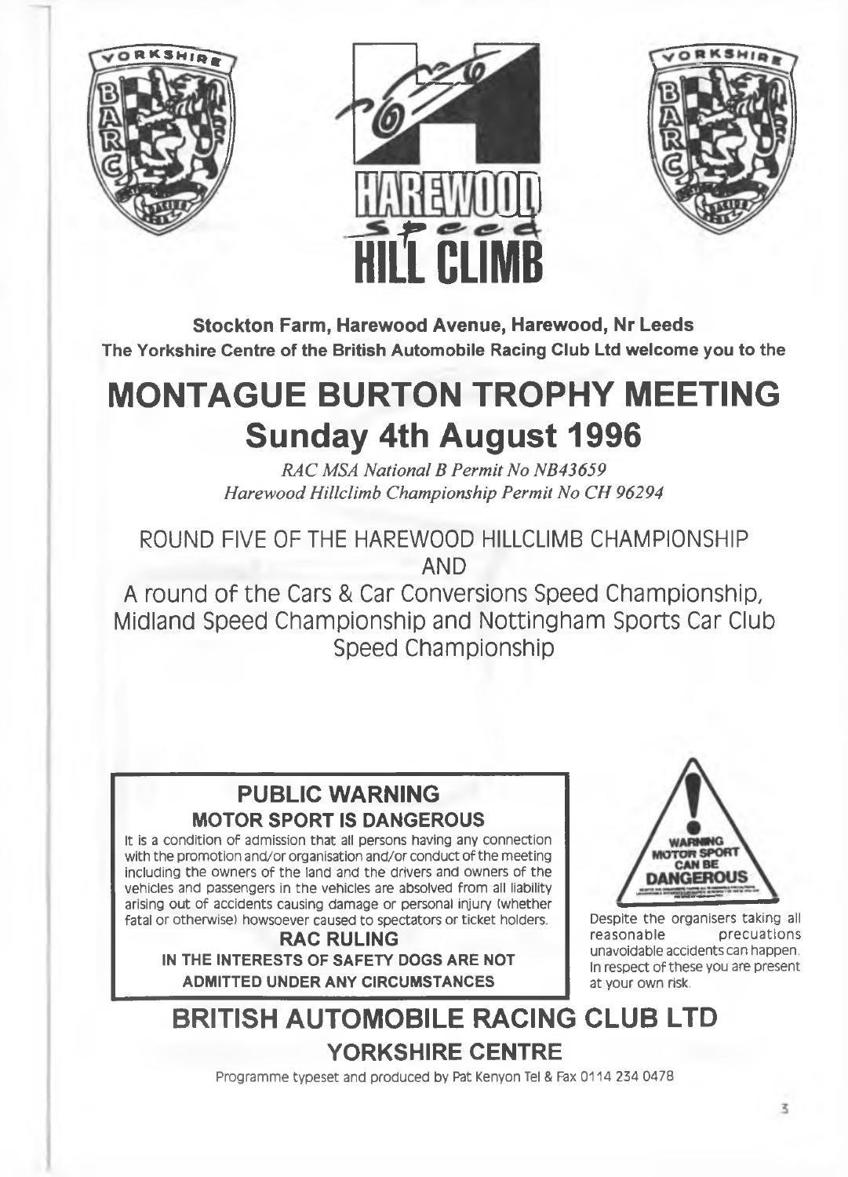HAREWOOD Speed HILL CLIMB

**Stockton Farm, Harewood Avenue, Harewood, Nr Leeds**

**The Yorkshire Centre of the British Automobile Racing Club Ltd welcome you to the**

# MONTAGUE BURTON TROPHY MEETING

## Sunday 4th August 1996

*RAC MSA National B Permit No NB43659*

*Harewood Hillclimb Championship Permit No CH 96294*

ROUND FIVE OF THE HAREWOOD HILLCLIMB CHAMPIONSHIP

AND

A round of the Cars & Car Conversions Speed Championship, Midland Speed Championship and Nottingham Sports Car Club Speed Championship

### PUBLIC WARNING

**MOTOR SPORT IS DANGEROUS**

It is a condition of admission that all persons having any connection with the promotion and/or organisation and/or conduct of the meeting including the owners of the land and the drivers and owners of the vehicles and passengers in the vehicles are absolved from all liability arising out of accidents causing damage or personal injury (whether fatal or otherwise) howsoever caused to spectators or ticket holders.

**RAC RULING**

**IN THE INTERESTS OF SAFETY DOGS ARE NOT ADMITTED UNDER ANY CIRCUMSTANCES**

WARNING MOTOR SPORT CAN BE DANGEROUS

Despite the organisers taking all reasonable precuations unavoidable accidents can happen. In respect of these you are present at your own risk.

## BRITISH AUTOMOBILE RACING CLUB LTD

### YORKSHIRE CENTRE

Programme typeset and produced by Pat Kenyon Tel & Fax 0114 234 0478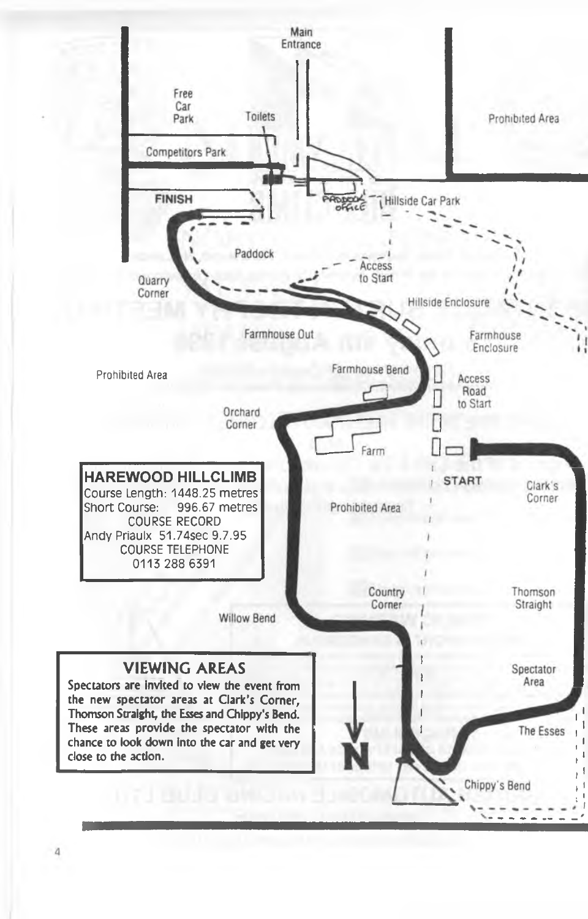Main Entrance

Free Car Park

Toilets

Prohibited Area

Competitors Park

FINISH

PADDOCK OFFICE

Hillside Car Park

Paddock

Access to Start

Quarry Corner

Hillside Enclosure

Farmhouse Out

Farmhouse Enclosure

Prohibited Area

Farmhouse Bend

Access Road to Start

Orchard Corner

Farm

START

Clark's Corner

Prohibited Area

Country Corner

Thomson Straight

Willow Bend

Spectator Area

The Esses

Chippy's Bend

N

## HAREWOOD HILLCLIMB

Course Length: 1448.25 metres
Short Course: 996.67 metres

COURSE RECORD
Andy Priaulx 51.74sec 9.7.95

COURSE TELEPHONE
0113 288 6391

## VIEWING AREAS

Spectators are invited to view the event from the new spectator areas at Clark's Corner, Thomson Straight, the Esses and Chippy's Bend. These areas provide the spectator with the chance to look down into the car and get very close to the action.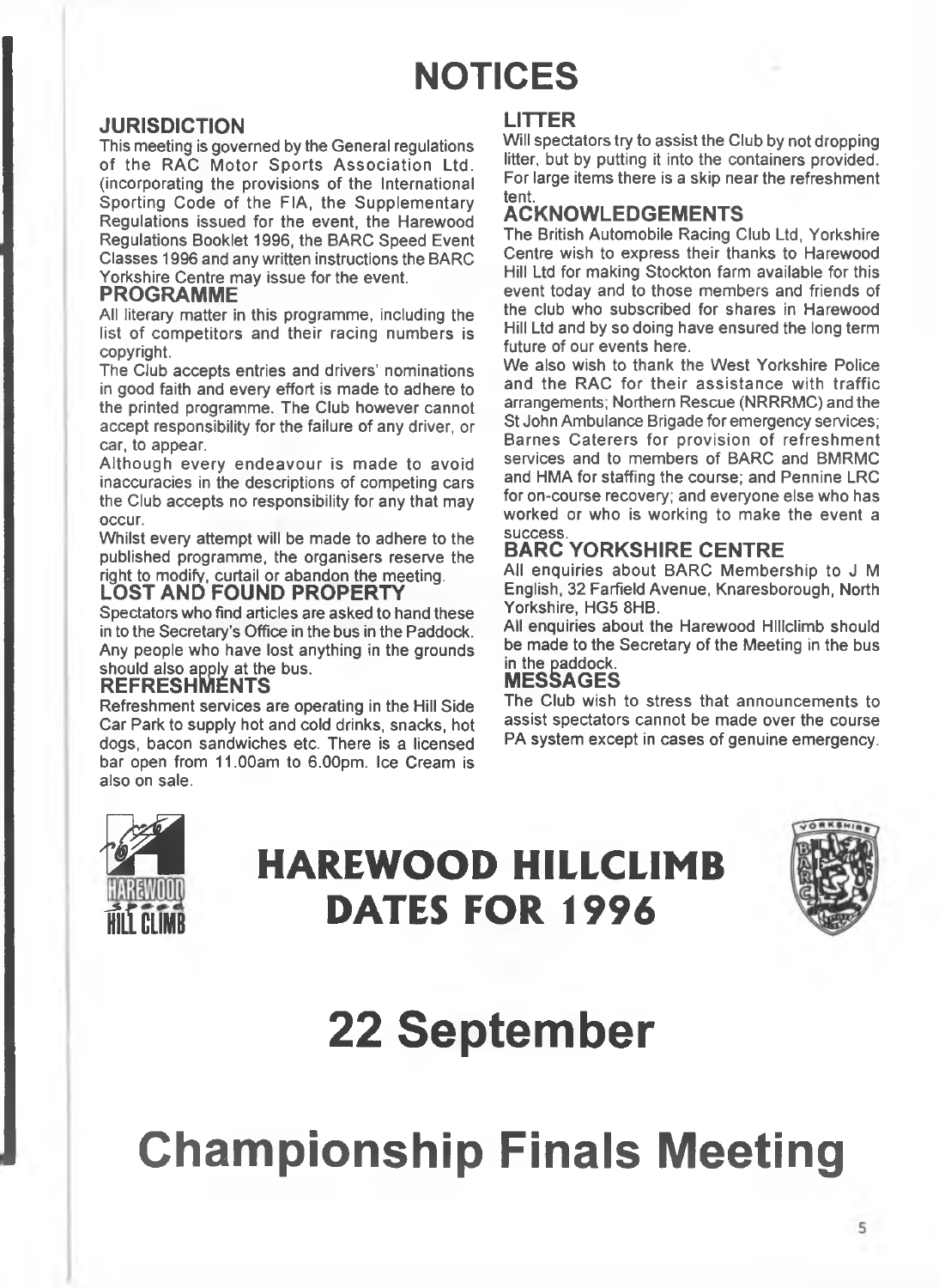# NOTICES

## JURISDICTION

This meeting is governed by the General regulations of the RAC Motor Sports Association Ltd. (incorporating the provisions of the International Sporting Code of the FIA, the Supplementary Regulations issued for the event, the Harewood Regulations Booklet 1996, the BARC Speed Event Classes 1996 and any written instructions the BARC Yorkshire Centre may issue for the event.

## PROGRAMME

All literary matter in this programme, including the list of competitors and their racing numbers is copyright.

The Club accepts entries and drivers' nominations in good faith and every effort is made to adhere to the printed programme. The Club however cannot accept responsibility for the failure of any driver, or car, to appear.

Although every endeavour is made to avoid inaccuracies in the descriptions of competing cars the Club accepts no responsibility for any that may occur.

Whilst every attempt will be made to adhere to the published programme, the organisers reserve the right to modify, curtail or abandon the meeting.

## LOST AND FOUND PROPERTY

Spectators who find articles are asked to hand these in to the Secretary's Office in the bus in the Paddock. Any people who have lost anything in the grounds should also apply at the bus.

## REFRESHMENTS

Refreshment services are operating in the Hill Side Car Park to supply hot and cold drinks, snacks, hot dogs, bacon sandwiches etc. There is a licensed bar open from 11.00am to 6.00pm. Ice Cream is also on sale.

## LITTER

Will spectators try to assist the Club by not dropping litter, but by putting it into the containers provided. For large items there is a skip near the refreshment tent.

## ACKNOWLEDGEMENTS

The British Automobile Racing Club Ltd, Yorkshire Centre wish to express their thanks to Harewood Hill Ltd for making Stockton farm available for this event today and to those members and friends of the club who subscribed for shares in Harewood Hill Ltd and by so doing have ensured the long term future of our events here.

We also wish to thank the West Yorkshire Police and the RAC for their assistance with traffic arrangements; Northern Rescue (NRRRMC) and the St John Ambulance Brigade for emergency services; Barnes Caterers for provision of refreshment services and to members of BARC and BMRMC and HMA for staffing the course; and Pennine LRC for on-course recovery; and everyone else who has worked or who is working to make the event a success.

## BARC YORKSHIRE CENTRE

All enquiries about BARC Membership to J M English, 32 Farfield Avenue, Knaresborough, North Yorkshire, HG5 8HB.

All enquiries about the Harewood Hillclimb should be made to the Secretary of the Meeting in the bus in the paddock.

## MESSAGES

The Club wish to stress that announcements to assist spectators cannot be made over the course PA system except in cases of genuine emergency.

# HAREWOOD HILLCLIMB DATES FOR 1996

# 22 September

# Championship Finals Meeting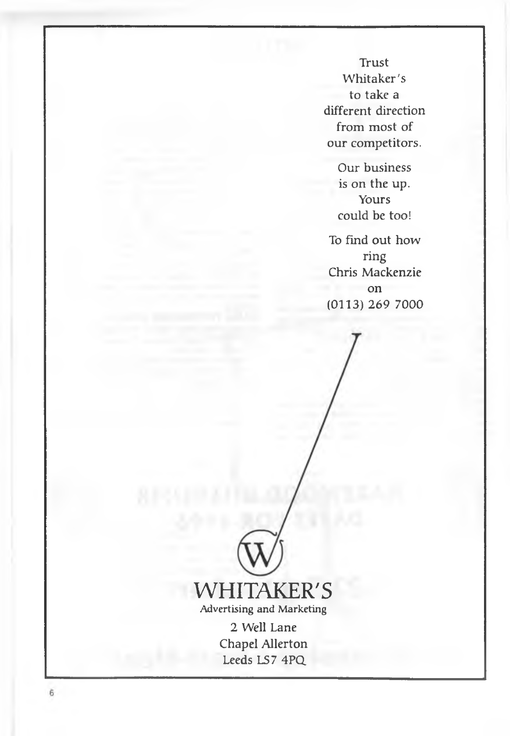Trust
Whitaker's
to take a
different direction
from most of
our competitors.

Our business
is on the up.
Yours
could be too!

To find out how
ring
Chris Mackenzie
on
(0113) 269 7000

WHITAKER'S
Advertising and Marketing

2 Well Lane
Chapel Allerton
Leeds LS7 4PQ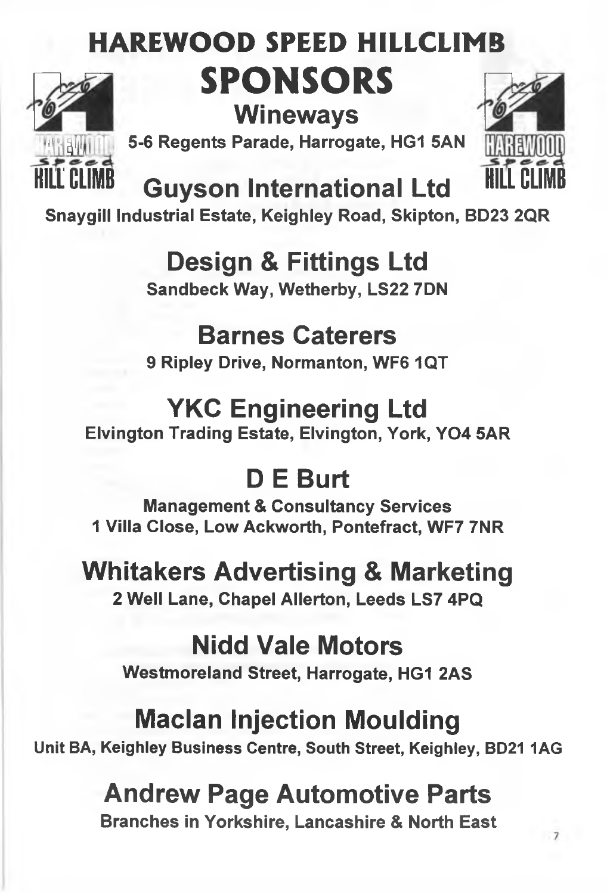# HAREWOOD SPEED HILLCLIMB

# SPONSORS

## Wineways

**5-6 Regents Parade, Harrogate, HG1 5AN**

## Guyson International Ltd

**Snaygill Industrial Estate, Keighley Road, Skipton, BD23 2QR**

## Design & Fittings Ltd

**Sandbeck Way, Wetherby, LS22 7DN**

## Barnes Caterers

**9 Ripley Drive, Normanton, WF6 1QT**

## YKC Engineering Ltd

**Elvington Trading Estate, Elvington, York, YO4 5AR**

## D E Burt

**Management & Consultancy Services**
**1 Villa Close, Low Ackworth, Pontefract, WF7 7NR**

## Whitakers Advertising & Marketing

**2 Well Lane, Chapel Allerton, Leeds LS7 4PQ**

## Nidd Vale Motors

**Westmoreland Street, Harrogate, HG1 2AS**

## Maclan Injection Moulding

**Unit BA, Keighley Business Centre, South Street, Keighley, BD21 1AG**

## Andrew Page Automotive Parts

**Branches in Yorkshire, Lancashire & North East**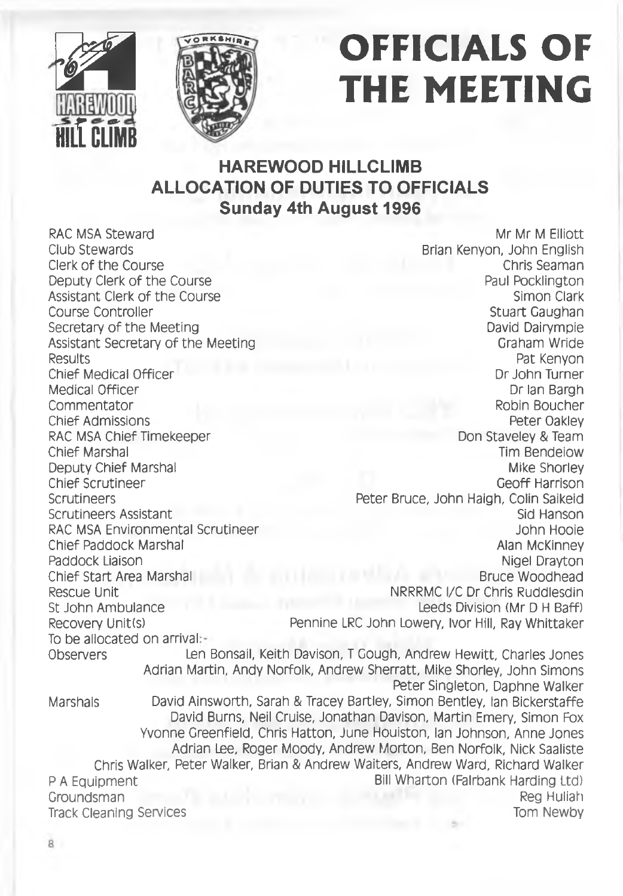# OFFICIALS OF THE MEETING

## HAREWOOD HILLCLIMB
## ALLOCATION OF DUTIES TO OFFICIALS
### Sunday 4th August 1996

| Duty | Official |
|---|---|
| RAC MSA Steward | Mr Mr M Elliott |
| Club Stewards | Brian Kenyon, John English |
| Clerk of the Course | Chris Seaman |
| Deputy Clerk of the Course | Paul Pocklington |
| Assistant Clerk of the Course | Simon Clark |
| Course Controller | Stuart Gaughan |
| Secretary of the Meeting | David Dalrymple |
| Assistant Secretary of the Meeting | Graham Wride |
| Results | Pat Kenyon |
| Chief Medical Officer | Dr John Turner |
| Medical Officer | Dr Ian Bargh |
| Commentator | Robin Boucher |
| Chief Admissions | Peter Oakley |
| RAC MSA Chief Timekeeper | Don Staveley & Team |
| Chief Marshal | Tim Bendelow |
| Deputy Chief Marshal | Mike Shorley |
| Chief Scrutineer | Geoff Harrison |
| Scrutineers | Peter Bruce, John Haigh, Colin Salkeld |
| Scrutineers Assistant | Sid Hanson |
| RAC MSA Environmental Scrutineer | John Hoole |
| Chief Paddock Marshal | Alan McKinney |
| Paddock Liaison | Nigel Drayton |
| Chief Start Area Marshal | Bruce Woodhead |
| Rescue Unit | NRRRMC I/C Dr Chris Ruddlesdin |
| St John Ambulance | Leeds Division (Mr D H Baff) |
| Recovery Unit(s) | Pennine LRC John Lowery, Ivor Hill, Ray Whittaker |

To be allocated on arrival:-

**Observers**: Len Bonsall, Keith Davison, T Gough, Andrew Hewitt, Charles Jones, Adrian Martin, Andy Norfolk, Andrew Sherratt, Mike Shorley, John Simons, Peter Singleton, Daphne Walker

**Marshals**: David Ainsworth, Sarah & Tracey Bartley, Simon Bentley, Ian Bickerstaffe, David Burns, Neil Cruise, Jonathan Davison, Martin Emery, Simon Fox, Yvonne Greenfield, Chris Hatton, June Houiston, Ian Johnson, Anne Jones, Adrian Lee, Roger Moody, Andrew Morton, Ben Norfolk, Nick Saaliste, Chris Walker, Peter Walker, Brian & Andrew Waiters, Andrew Ward, Richard Walker

| Duty | Official |
|---|---|
| P A Equipment | Bill Wharton (Fairbank Harding Ltd) |
| Groundsman | Reg Huliah |
| Track Cleaning Services | Tom Newby |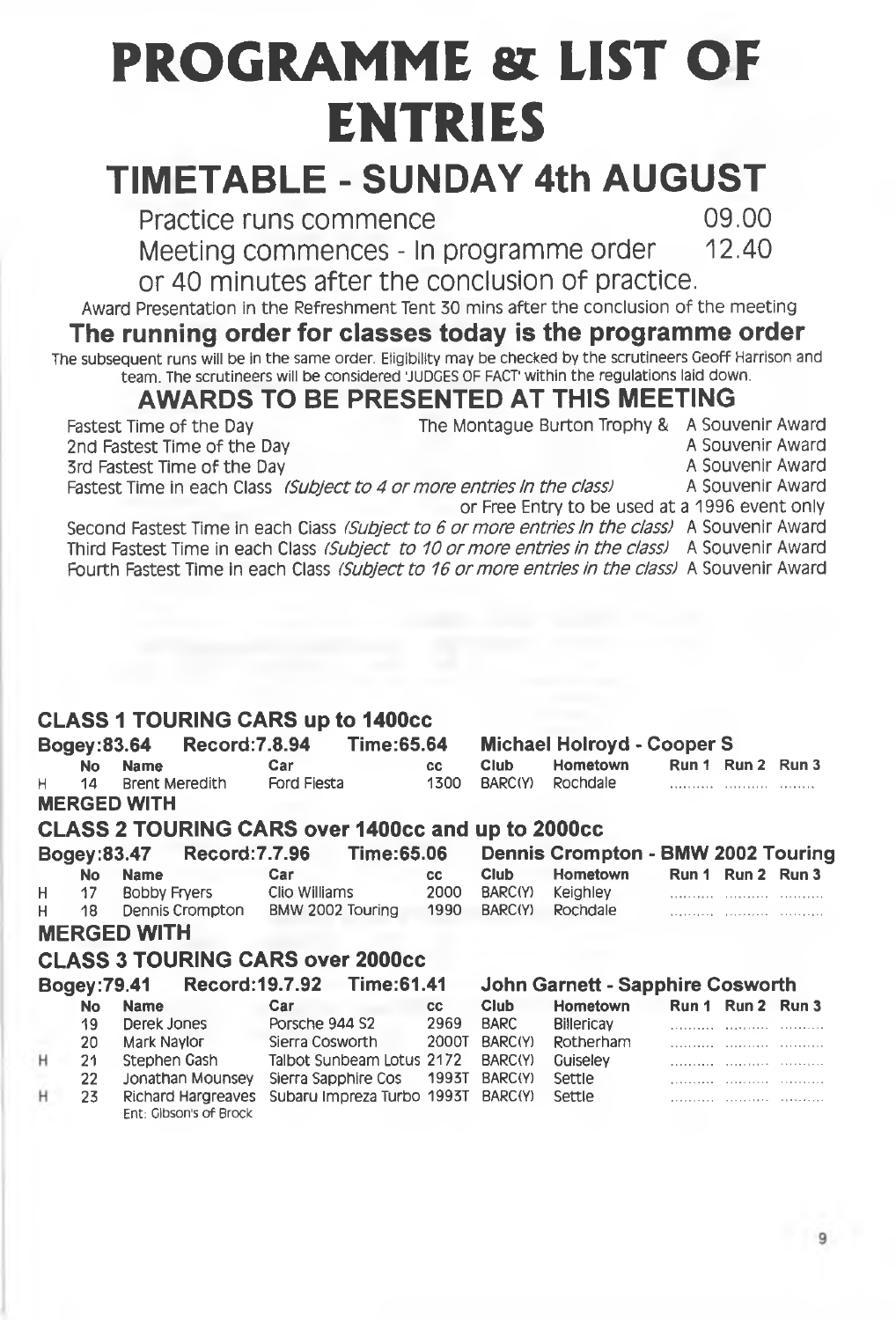# PROGRAMME & LIST OF ENTRIES

## TIMETABLE - SUNDAY 4th AUGUST

Practice runs commence 09.00

Meeting commences - In programme order 12.40

or 40 minutes after the conclusion of practice.

Award Presentation in the Refreshment Tent 30 mins after the conclusion of the meeting

### The running order for classes today is the programme order

The subsequent runs will be in the same order. Eligibility may be checked by the scrutineers Geoff Harrison and team. The scrutineers will be considered 'JUDGES OF FACT' within the regulations laid down.

## AWARDS TO BE PRESENTED AT THIS MEETING

Fastest Time of the Day — The Montague Burton Trophy & A Souvenir Award

2nd Fastest Time of the Day — A Souvenir Award

3rd Fastest Time of the Day — A Souvenir Award

Fastest Time in each Class *(Subject to 4 or more entries in the class)* — A Souvenir Award or Free Entry to be used at a 1996 event only

Second Fastest Time in each Class *(Subject to 6 or more entries in the class)* A Souvenir Award

Third Fastest Time in each Class *(Subject to 10 or more entries in the class)* A Souvenir Award

Fourth Fastest Time in each Class *(Subject to 16 or more entries in the class)* A Souvenir Award

### CLASS 1 TOURING CARS up to 1400cc

**Bogey:83.64 Record:7.8.94 Time:65.64 Michael Holroyd - Cooper S**

| | No | Name | Car | cc | Club | Hometown | Run 1 | Run 2 | Run 3 |
|---|---|---|---|---|---|---|---|---|---|
| H | 14 | Brent Meredith | Ford Fiesta | 1300 | BARC(Y) | Rochdale | .......... | .......... | ........ |

**MERGED WITH**

### CLASS 2 TOURING CARS over 1400cc and up to 2000cc

**Bogey:83.47 Record:7.7.96 Time:65.06 Dennis Crompton - BMW 2002 Touring**

| | No | Name | Car | cc | Club | Hometown | Run 1 | Run 2 | Run 3 |
|---|---|---|---|---|---|---|---|---|---|
| H | 17 | Bobby Fryers | Clio Williams | 2000 | BARC(Y) | Keighley | .......... | .......... | .......... |
| H | 18 | Dennis Crompton | BMW 2002 Touring | 1990 | BARC(Y) | Rochdale | .......... | .......... | .......... |

**MERGED WITH**

### CLASS 3 TOURING CARS over 2000cc

**Bogey:79.41 Record:19.7.92 Time:61.41 John Garnett - Sapphire Cosworth**

| | No | Name | Car | cc | Club | Hometown | Run 1 | Run 2 | Run 3 |
|---|---|---|---|---|---|---|---|---|---|
| | 19 | Derek Jones | Porsche 944 S2 | 2969 | BARC | Billericay | .......... | .......... | .......... |
| | 20 | Mark Naylor | Sierra Cosworth | 2000T | BARC(Y) | Rotherham | .......... | .......... | .......... |
| H | 21 | Stephen Gash | Talbot Sunbeam Lotus | 2172 | BARC(Y) | Guiseley | .......... | .......... | .......... |
| | 22 | Jonathan Mounsey | Sierra Sapphire Cos | 1993T | BARC(Y) | Settle | .......... | .......... | .......... |
| H | 23 | Richard Hargreaves<br>Ent: Gibson's of Brock | Subaru Impreza Turbo | 1993T | BARC(Y) | Settle | .......... | .......... | .......... |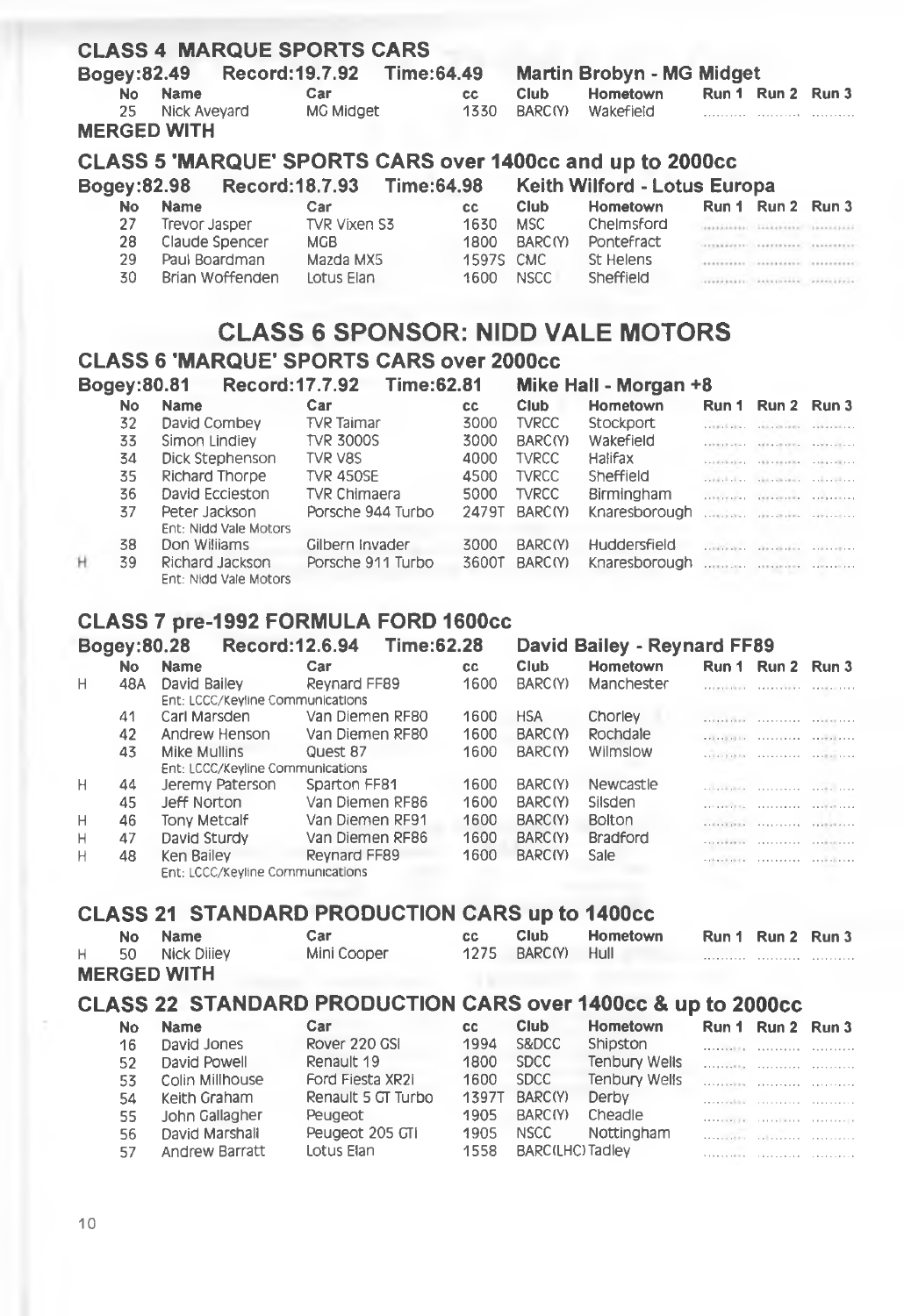## CLASS 4 MARQUE SPORTS CARS

**Bogey:82.49 Record:19.7.92 Time:64.49 Martin Brobyn - MG Midget**

| | No | Name | Car | cc | Club | Hometown | Run 1 | Run 2 | Run 3 |
|---|---|---|---|---|---|---|---|---|---|
| | 25 | Nick Aveyard | MG Midget | 1330 | BARC(Y) | Wakefield | .......... | .......... | .......... |

**MERGED WITH**

## CLASS 5 'MARQUE' SPORTS CARS over 1400cc and up to 2000cc

**Bogey:82.98 Record:18.7.93 Time:64.98 Keith Wilford - Lotus Europa**

| | No | Name | Car | cc | Club | Hometown | Run 1 | Run 2 | Run 3 |
|---|---|---|---|---|---|---|---|---|---|
| | 27 | Trevor Jasper | TVR Vixen S3 | 1630 | MSC | Chelmsford | .......... | .......... | .......... |
| | 28 | Claude Spencer | MGB | 1800 | BARC(Y) | Pontefract | .......... | .......... | .......... |
| | 29 | Paul Boardman | Mazda MX5 | 1597S | CMC | St Helens | .......... | .......... | .......... |
| | 30 | Brian Woffenden | Lotus Elan | 1600 | NSCC | Sheffield | .......... | .......... | .......... |

# CLASS 6 SPONSOR: NIDD VALE MOTORS

## CLASS 6 'MARQUE' SPORTS CARS over 2000cc

**Bogey:80.81 Record:17.7.92 Time:62.81 Mike Hall - Morgan +8**

| | No | Name | Car | cc | Club | Hometown | Run 1 | Run 2 | Run 3 |
|---|---|---|---|---|---|---|---|---|---|
| | 32 | David Combey | TVR Taimar | 3000 | TVRCC | Stockport | .......... | .......... | .......... |
| | 33 | Simon Lindley | TVR 3000S | 3000 | BARC(Y) | Wakefield | .......... | .......... | .......... |
| | 34 | Dick Stephenson | TVR V8S | 4000 | TVRCC | Halifax | .......... | .......... | .......... |
| | 35 | Richard Thorpe | TVR 450SE | 4500 | TVRCC | Sheffield | .......... | .......... | .......... |
| | 36 | David Eccleston | TVR Chimaera | 5000 | TVRCC | Birmingham | .......... | .......... | .......... |
| | 37 | Peter Jackson<br>Ent: Nidd Vale Motors | Porsche 944 Turbo | 2479T | BARC(Y) | Knaresborough | .......... | .......... | .......... |
| | 38 | Don Williams | Gilbern Invader | 3000 | BARC(Y) | Huddersfield | .......... | .......... | .......... |
| H | 39 | Richard Jackson<br>Ent: Nidd Vale Motors | Porsche 911 Turbo | 3600T | BARC(Y) | Knaresborough | .......... | .......... | .......... |

## CLASS 7 pre-1992 FORMULA FORD 1600cc

**Bogey:80.28 Record:12.6.94 Time:62.28 David Bailey - Reynard FF89**

| | No | Name | Car | cc | Club | Hometown | Run 1 | Run 2 | Run 3 |
|---|---|---|---|---|---|---|---|---|---|
| H | 48A | David Bailey<br>Ent: LCCC/Keyline Communications | Reynard FF89 | 1600 | BARC(Y) | Manchester | .......... | .......... | .......... |
| | 41 | Carl Marsden | Van Diemen RF80 | 1600 | HSA | Chorley | .......... | .......... | .......... |
| | 42 | Andrew Henson | Van Diemen RF80 | 1600 | BARC(Y) | Rochdale | .......... | .......... | .......... |
| | 43 | Mike Mullins<br>Ent: LCCC/Keyline Communications | Quest 87 | 1600 | BARC(Y) | Wilmslow | .......... | .......... | .......... |
| H | 44 | Jeremy Paterson | Sparton FF81 | 1600 | BARC(Y) | Newcastle | .......... | .......... | .......... |
| | 45 | Jeff Norton | Van Diemen RF86 | 1600 | BARC(Y) | Silsden | .......... | .......... | .......... |
| H | 46 | Tony Metcalf | Van Diemen RF91 | 1600 | BARC(Y) | Bolton | .......... | .......... | .......... |
| H | 47 | David Sturdy | Van Diemen RF86 | 1600 | BARC(Y) | Bradford | .......... | .......... | .......... |
| H | 48 | Ken Bailey<br>Ent: LCCC/Keyline Communications | Reynard FF89 | 1600 | BARC(Y) | Sale | .......... | .......... | .......... |

## CLASS 21 STANDARD PRODUCTION CARS up to 1400cc

| | No | Name | Car | cc | Club | Hometown | Run 1 | Run 2 | Run 3 |
|---|---|---|---|---|---|---|---|---|---|
| H | 50 | Nick Dilley | Mini Cooper | 1275 | BARC(Y) | Hull | .......... | .......... | .......... |

**MERGED WITH**

## CLASS 22 STANDARD PRODUCTION CARS over 1400cc & up to 2000cc

| | No | Name | Car | cc | Club | Hometown | Run 1 | Run 2 | Run 3 |
|---|---|---|---|---|---|---|---|---|---|
| | 16 | David Jones | Rover 220 GSI | 1994 | S&DCC | Shipston | .......... | .......... | .......... |
| | 52 | David Powell | Renault 19 | 1800 | SDCC | Tenbury Wells | .......... | .......... | .......... |
| | 53 | Colin Millhouse | Ford Fiesta XR2i | 1600 | SDCC | Tenbury Wells | .......... | .......... | .......... |
| | 54 | Keith Graham | Renault 5 GT Turbo | 1397T | BARC(Y) | Derby | .......... | .......... | .......... |
| | 55 | John Gallagher | Peugeot | 1905 | BARC(Y) | Cheadle | .......... | .......... | .......... |
| | 56 | David Marshall | Peugeot 205 GTI | 1905 | NSCC | Nottingham | .......... | .......... | .......... |
| | 57 | Andrew Barratt | Lotus Elan | 1558 | BARC(LHC) | Tadley | .......... | .......... | .......... |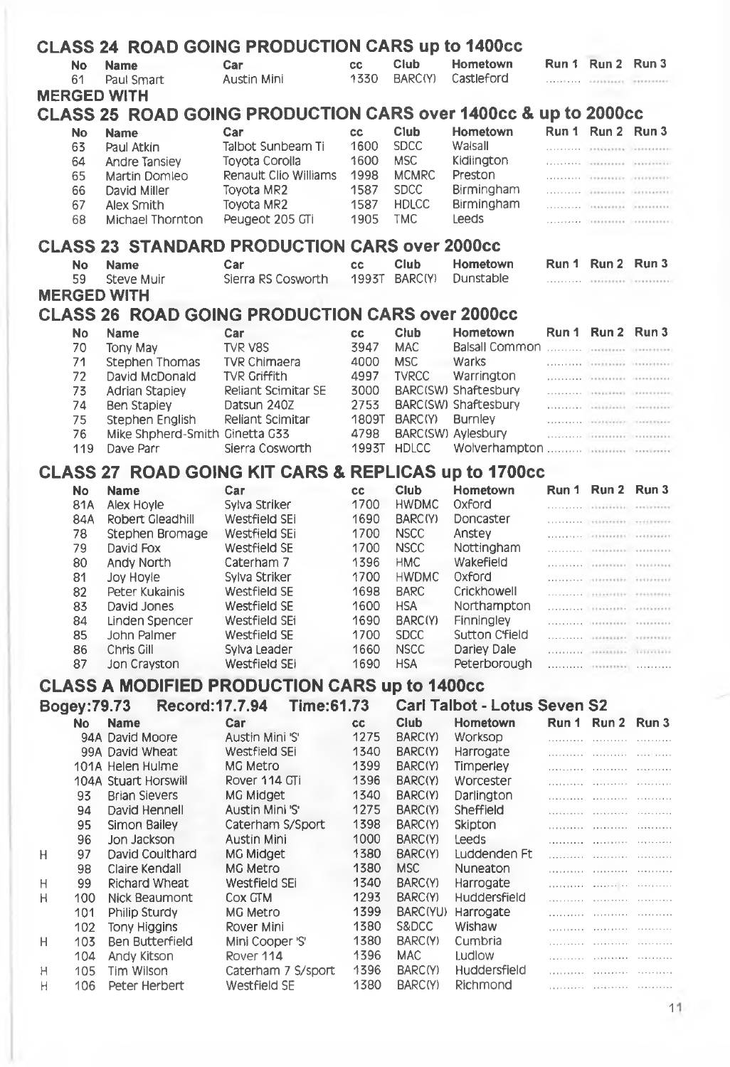## CLASS 24 ROAD GOING PRODUCTION CARS up to 1400cc

| No | Name | Car | cc | Club | Hometown | Run 1 | Run 2 | Run 3 |
|---|---|---|---|---|---|---|---|---|
| 61 | Paul Smart | Austin Mini | 1330 | BARC(Y) | Castleford | .......... | .......... | .......... |

**MERGED WITH**

## CLASS 25 ROAD GOING PRODUCTION CARS over 1400cc & up to 2000cc

| No | Name | Car | cc | Club | Hometown | Run 1 | Run 2 | Run 3 |
|---|---|---|---|---|---|---|---|---|
| 63 | Paul Atkin | Talbot Sunbeam Ti | 1600 | SDCC | Walsall | .......... | .......... | .......... |
| 64 | Andre Tansiey | Toyota Corolla | 1600 | MSC | Kidlington | .......... | .......... | .......... |
| 65 | Martin Domleo | Renault Clio Williams | 1998 | MCMRC | Preston | .......... | .......... | .......... |
| 66 | David Miller | Toyota MR2 | 1587 | SDCC | Birmingham | .......... | .......... | .......... |
| 67 | Alex Smith | Toyota MR2 | 1587 | HDLCC | Birmingham | .......... | .......... | .......... |
| 68 | Michael Thornton | Peugeot 205 GTi | 1905 | TMC | Leeds | .......... | .......... | .......... |

## CLASS 23 STANDARD PRODUCTION CARS over 2000cc

| No | Name | Car | cc | Club | Hometown | Run 1 | Run 2 | Run 3 |
|---|---|---|---|---|---|---|---|---|
| 59 | Steve Muir | Sierra RS Cosworth | 1993T | BARC(Y) | Dunstable | .......... | .......... | .......... |

**MERGED WITH**

## CLASS 26 ROAD GOING PRODUCTION CARS over 2000cc

| No | Name | Car | cc | Club | Hometown | Run 1 | Run 2 | Run 3 |
|---|---|---|---|---|---|---|---|---|
| 70 | Tony May | TVR V8S | 3947 | MAC | Balsall Common | .......... | .......... | .......... |
| 71 | Stephen Thomas | TVR Chimaera | 4000 | MSC | Warks | .......... | .......... | .......... |
| 72 | David McDonald | TVR Griffith | 4997 | TVRCC | Warrington | .......... | .......... | .......... |
| 73 | Adrian Stapley | Reliant Scimitar SE | 3000 | BARC(SW) | Shaftesbury | .......... | .......... | .......... |
| 74 | Ben Stapley | Datsun 240Z | 2753 | BARC(SW) | Shaftesbury | .......... | .......... | .......... |
| 75 | Stephen English | Reliant Scimitar | 1809T | BARC(Y) | Burnley | .......... | .......... | .......... |
| 76 | Mike Shpherd-Smith | Ginetta G33 | 4798 | BARC(SW) | Aylesbury | .......... | .......... | .......... |
| 119 | Dave Parr | Sierra Cosworth | 1993T | HDLCC | Wolverhampton | .......... | .......... | .......... |

## CLASS 27 ROAD GOING KIT CARS & REPLICAS up to 1700cc

| No | Name | Car | cc | Club | Hometown | Run 1 | Run 2 | Run 3 |
|---|---|---|---|---|---|---|---|---|
| 81A | Alex Hoyle | Sylva Striker | 1700 | HWDMC | Oxford | .......... | .......... | .......... |
| 84A | Robert Gleadhill | Westfield SEi | 1690 | BARC(Y) | Doncaster | .......... | .......... | .......... |
| 78 | Stephen Bromage | Westfield SEi | 1700 | NSCC | Anstey | .......... | .......... | .......... |
| 79 | David Fox | Westfield SE | 1700 | NSCC | Nottingham | .......... | .......... | .......... |
| 80 | Andy North | Caterham 7 | 1396 | HMC | Wakefield | .......... | .......... | .......... |
| 81 | Joy Hoyle | Sylva Striker | 1700 | HWDMC | Oxford | .......... | .......... | .......... |
| 82 | Peter Kukainis | Westfield SE | 1698 | BARC | Crickhowell | .......... | .......... | .......... |
| 83 | David Jones | Westfield SE | 1600 | HSA | Northampton | .......... | .......... | .......... |
| 84 | Linden Spencer | Westfield SEi | 1690 | BARC(Y) | Finningley | .......... | .......... | .......... |
| 85 | John Palmer | Westfield SE | 1700 | SDCC | Sutton C'field | .......... | .......... | .......... |
| 86 | Chris Gill | Sylva Leader | 1660 | NSCC | Darley Dale | .......... | .......... | .......... |
| 87 | Jon Crayston | Westfield SEi | 1690 | HSA | Peterborough | .......... | .......... | .......... |

## CLASS A MODIFIED PRODUCTION CARS up to 1400cc

**Bogey:79.73 Record:17.7.94 Time:61.73 Carl Talbot - Lotus Seven S2**

| | No | Name | Car | cc | Club | Hometown | Run 1 | Run 2 | Run 3 |
|---|---|---|---|---|---|---|---|---|---|
| | 94A | David Moore | Austin Mini 'S' | 1275 | BARC(Y) | Worksop | .......... | .......... | .......... |
| | 99A | David Wheat | Westfield SEi | 1340 | BARC(Y) | Harrogate | .......... | .......... | .......... |
| | 101A | Helen Hulme | MG Metro | 1399 | BARC(Y) | Timperley | .......... | .......... | .......... |
| | 104A | Stuart Horswill | Rover 114 GTi | 1396 | BARC(Y) | Worcester | .......... | .......... | .......... |
| | 93 | Brian Sievers | MG Midget | 1340 | BARC(Y) | Darlington | .......... | .......... | .......... |
| | 94 | David Hennell | Austin Mini 'S' | 1275 | BARC(Y) | Sheffield | .......... | .......... | .......... |
| | 95 | Simon Bailey | Caterham S/Sport | 1398 | BARC(Y) | Skipton | .......... | .......... | .......... |
| | 96 | Jon Jackson | Austin Mini | 1000 | BARC(Y) | Leeds | .......... | .......... | .......... |
| H | 97 | David Coulthard | MG Midget | 1380 | BARC(Y) | Luddenden Ft | .......... | .......... | .......... |
| | 98 | Claire Kendall | MG Metro | 1380 | MSC | Nuneaton | .......... | .......... | .......... |
| H | 99 | Richard Wheat | Westfield SEi | 1340 | BARC(Y) | Harrogate | .......... | .......... | .......... |
| H | 100 | Nick Beaumont | Cox GTM | 1293 | BARC(Y) | Huddersfield | .......... | .......... | .......... |
| | 101 | Philip Sturdy | MG Metro | 1399 | BARC(YU) | Harrogate | .......... | .......... | .......... |
| | 102 | Tony Higgins | Rover Mini | 1380 | S&DCC | Wishaw | .......... | .......... | .......... |
| H | 103 | Ben Butterfield | Mini Cooper 'S' | 1380 | BARC(Y) | Cumbria | .......... | .......... | .......... |
| | 104 | Andy Kitson | Rover 114 | 1396 | MAC | Ludlow | .......... | .......... | .......... |
| H | 105 | Tim Wilson | Caterham 7 S/sport | 1396 | BARC(Y) | Huddersfield | .......... | .......... | .......... |
| H | 106 | Peter Herbert | Westfield SE | 1380 | BARC(Y) | Richmond | .......... | .......... | .......... |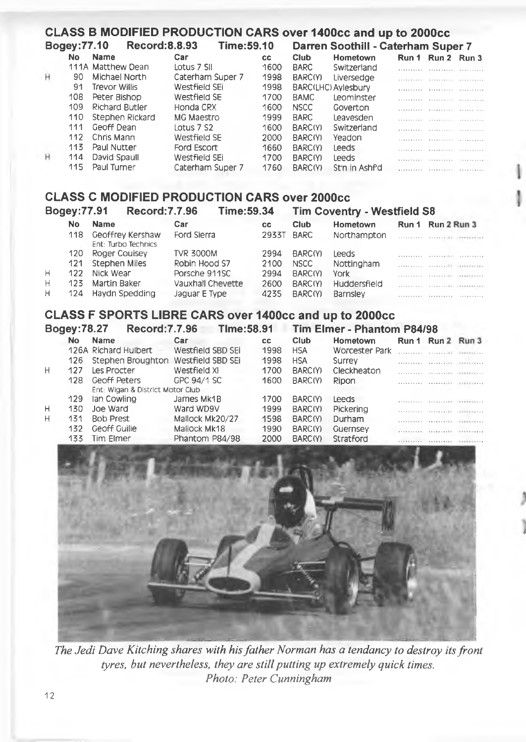## CLASS B MODIFIED PRODUCTION CARS over 1400cc and up to 2000cc

**Bogey:77.10 Record:8.8.93 Time:59.10 Darren Soothill - Caterham Super 7**

| | No | Name | Car | cc | Club | Hometown | Run 1 | Run 2 | Run 3 |
|---|---|---|---|---|---|---|---|---|---|
| | 111A | Matthew Dean | Lotus 7 SII | 1600 | BARC | Switzerland | .......... | .......... | .......... |
| H | 90 | Michael North | Caterham Super 7 | 1998 | BARC(Y) | Liversedge | .......... | .......... | .......... |
| | 91 | Trevor Willis | Westfield SEi | 1998 | BARC(LHC) | Aylesbury | .......... | .......... | .......... |
| | 108 | Peter Bishop | Westfield SE | 1700 | BAMC | Leominster | .......... | .......... | .......... |
| | 109 | Richard Butler | Honda CRX | 1600 | NSCC | Goverton | .......... | .......... | .......... |
| | 110 | Stephen Rickard | MG Maestro | 1999 | BARC | Leavesden | .......... | .......... | .......... |
| | 111 | Geoff Dean | Lotus 7 S2 | 1600 | BARC(Y) | Switzerland | .......... | .......... | .......... |
| | 112 | Chris Mann | Westfield SE | 2000 | BARC(Y) | Yeadon | .......... | .......... | .......... |
| | 113 | Paul Nutter | Ford Escort | 1660 | BARC(Y) | Leeds | .......... | .......... | .......... |
| H | 114 | David Spaull | Westfield SEi | 1700 | BARC(Y) | Leeds | .......... | .......... | .......... |
| | 115 | Paul Turner | Caterham Super 7 | 1760 | BARC(Y) | St'n in Ashf'd | .......... | .......... | .......... |

## CLASS C MODIFIED PRODUCTION CARS over 2000cc

**Bogey:77.91 Record:7.7.96 Time:59.34 Tim Coventry - Westfield S8**

| | No | Name | Car | cc | Club | Hometown | Run 1 | Run 2 | Run 3 |
|---|---|---|---|---|---|---|---|---|---|
| | 118 | Geoffrey Kershaw<br>Ent: Turbo Technics | Ford Sierra | 2933T | BARC | Northampton | .......... | .......... | .......... |
| | 120 | Roger Couisey | TVR 3000M | 2994 | BARC(Y) | Leeds | .......... | .......... | .......... |
| | 121 | Stephen Miles | Robin Hood S7 | 2100 | NSCC | Nottingham | .......... | .......... | .......... |
| H | 122 | Nick Wear | Porsche 911SC | 2994 | BARC(Y) | York | .......... | .......... | .......... |
| H | 123 | Martin Baker | Vauxhall Chevette | 2600 | BARC(Y) | Huddersfield | .......... | .......... | .......... |
| H | 124 | Haydn Spedding | Jaguar E Type | 4235 | BARC(Y) | Barnsley | .......... | .......... | .......... |

## CLASS F SPORTS LIBRE CARS over 1400cc and up to 2000cc

**Bogey:78.27 Record:7.7.96 Time:58.91 Tim Elmer - Phantom P84/98**

| | No | Name | Car | cc | Club | Hometown | Run 1 | Run 2 | Run 3 |
|---|---|---|---|---|---|---|---|---|---|
| | 126A | Richard Hulbert | Westfield SBD SEi | 1998 | HSA | Worcester Park | .......... | .......... | .......... |
| | 126 | Stephen Broughton | Westfield SBD SEi | 1998 | HSA | Surrey | .......... | .......... | .......... |
| H | 127 | Les Procter | Westfield XI | 1700 | BARC(Y) | Cleckheaton | .......... | .......... | .......... |
| | 128 | Geoff Peters<br>Ent: Wigan & District Motor Club | GPC 94/1 SC | 1600 | BARC(Y) | Ripon | .......... | .......... | .......... |
| | 129 | Ian Cowling | James Mk1B | 1700 | BARC(Y) | Leeds | .......... | .......... | .......... |
| H | 130 | Joe Ward | Ward WD9V | 1999 | BARC(Y) | Pickering | .......... | .......... | .......... |
| H | 131 | Bob Prest | Mallock Mk20/27 | 1598 | BARC(Y) | Durham | .......... | .......... | .......... |
| | 132 | Geoff Guille | Mallock Mk18 | 1990 | BARC(Y) | Guernsey | .......... | .......... | .......... |
| | 133 | Tim Elmer | Phantom P84/98 | 2000 | BARC(Y) | Stratford | .......... | .......... | .......... |

*The Jedi Dave Kitching shares with his father Norman has a tendancy to destroy its front tyres, but nevertheless, they are still putting up extremely quick times.*
*Photo: Peter Cunningham*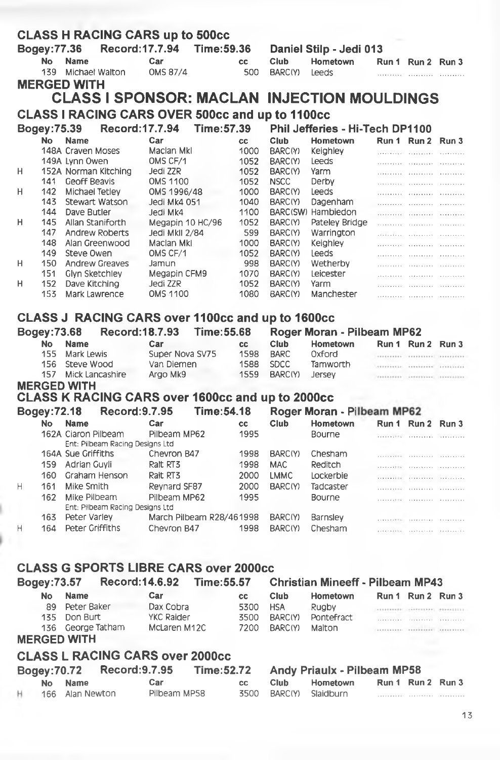## CLASS H RACING CARS up to 500cc

**Bogey:77.36 Record:17.7.94 Time:59.36 Daniel Stilp - Jedi 013**

| | No | Name | Car | cc | Club | Hometown | Run 1 | Run 2 | Run 3 |
|---|---|---|---|---|---|---|---|---|---|
| | 139 | Michael Walton | OMS 87/4 | 500 | BARC(Y) | Leeds | .......... | .......... | .......... |

**MERGED WITH**

## CLASS I SPONSOR: MACLAN INJECTION MOULDINGS

## CLASS I RACING CARS OVER 500cc and up to 1100cc

**Bogey:75.39 Record:17.7.94 Time:57.39 Phil Jefferies - Hi-Tech DP1100**

| | No | Name | Car | cc | Club | Hometown | Run 1 | Run 2 | Run 3 |
|---|---|---|---|---|---|---|---|---|---|
| | 148A | Craven Moses | Maclan MkI | 1000 | BARC(Y) | Keighley | .......... | .......... | .......... |
| | 149A | Lynn Owen | OMS CF/1 | 1052 | BARC(Y) | Leeds | .......... | .......... | .......... |
| H | 152A | Norman Kitching | Jedi ZZR | 1052 | BARC(Y) | Yarm | .......... | .......... | .......... |
| | 141 | Geoff Beavis | OMS 1100 | 1052 | NSCC | Derby | .......... | .......... | .......... |
| H | 142 | Michael Tetley | OMS 1996/48 | 1000 | BARC(Y) | Leeds | .......... | .......... | .......... |
| | 143 | Stewart Watson | Jedi Mk4 051 | 1040 | BARC(Y) | Dagenham | .......... | .......... | .......... |
| | 144 | Dave Butler | Jedi Mk4 | 1100 | BARC(SW) | Hambledon | .......... | .......... | .......... |
| H | 145 | Allan Staniforth | Megapin 10 HC/96 | 1052 | BARC(Y) | Pateley Bridge | .......... | .......... | .......... |
| | 147 | Andrew Roberts | Jedi MkII 2/84 | 599 | BARC(Y) | Warrington | .......... | .......... | .......... |
| | 148 | Alan Greenwood | Maclan MkI | 1000 | BARC(Y) | Keighley | .......... | .......... | .......... |
| | 149 | Steve Owen | OMS CF/1 | 1052 | BARC(Y) | Leeds | .......... | .......... | .......... |
| H | 150 | Andrew Greaves | Jamun | 998 | BARC(Y) | Wetherby | .......... | .......... | .......... |
| | 151 | Glyn Sketchley | Megapin CFM9 | 1070 | BARC(Y) | Leicester | .......... | .......... | .......... |
| H | 152 | Dave Kitching | Jedi ZZR | 1052 | BARC(Y) | Yarm | .......... | .......... | .......... |
| | 153 | Mark Lawrence | OMS 1100 | 1080 | BARC(Y) | Manchester | .......... | .......... | .......... |

## CLASS J RACING CARS over 1100cc and up to 1600cc

**Bogey:73.68 Record:18.7.93 Time:55.68 Roger Moran - Pilbeam MP62**

| | No | Name | Car | cc | Club | Hometown | Run 1 | Run 2 | Run 3 |
|---|---|---|---|---|---|---|---|---|---|
| | 155 | Mark Lewis | Super Nova SV75 | 1598 | BARC | Oxford | .......... | .......... | .......... |
| | 156 | Steve Wood | Van Diemen | 1588 | SDCC | Tamworth | .......... | .......... | .......... |
| | 157 | Mick Lancashire | Argo Mk9 | 1559 | BARC(Y) | Jersey | .......... | .......... | .......... |

**MERGED WITH**

## CLASS K RACING CARS over 1600cc and up to 2000cc

**Bogey:72.18 Record:9.7.95 Time:54.18 Roger Moran - Pilbeam MP62**

| | No | Name | Car | cc | Club | Hometown | Run 1 | Run 2 | Run 3 |
|---|---|---|---|---|---|---|---|---|---|
| | 162A | Ciaron Pilbeam (Ent: Pilbeam Racing Designs Ltd) | Pilbeam MP62 | 1995 | | Bourne | .......... | .......... | .......... |
| | 164A | Sue Griffiths | Chevron B47 | 1998 | BARC(Y) | Chesham | .......... | .......... | .......... |
| | 159 | Adrian Guyli | Ralt RT3 | 1998 | MAC | Reditch | .......... | .......... | .......... |
| | 160 | Graham Henson | Ralt RT3 | 2000 | LMMC | Lockerbie | .......... | .......... | .......... |
| H | 161 | Mike Smith | Reynard SF87 | 2000 | BARC(Y) | Tadcaster | .......... | .......... | .......... |
| | 162 | Mike Pilbeam (Ent: Pilbeam Racing Designs Ltd) | Pilbeam MP62 | 1995 | | Bourne | .......... | .......... | .......... |
| | 163 | Peter Varley | March Pilbeam R28/46 | 1998 | BARC(Y) | Barnsley | .......... | .......... | .......... |
| H | 164 | Peter Griffiths | Chevron B47 | 1998 | BARC(Y) | Chesham | .......... | .......... | .......... |

## CLASS G SPORTS LIBRE CARS over 2000cc

**Bogey:73.57 Record:14.6.92 Time:55.57 Christian Mineeff - Pilbeam MP43**

| | No | Name | Car | cc | Club | Hometown | Run 1 | Run 2 | Run 3 |
|---|---|---|---|---|---|---|---|---|---|
| | 89 | Peter Baker | Dax Cobra | 5300 | HSA | Rugby | .......... | .......... | .......... |
| | 135 | Don Burt | YKC Raider | 3500 | BARC(Y) | Pontefract | .......... | .......... | .......... |
| | 136 | George Tatham | McLaren M12C | 7200 | BARC(Y) | Malton | .......... | .......... | .......... |

**MERGED WITH**

## CLASS L RACING CARS over 2000cc

**Bogey:70.72 Record:9.7.95 Time:52.72 Andy Priaulx - Pilbeam MP58**

| | No | Name | Car | cc | Club | Hometown | Run 1 | Run 2 | Run 3 |
|---|---|---|---|---|---|---|---|---|---|
| H | 166 | Alan Newton | Pilbeam MP58 | 3500 | BARC(Y) | Slaidburn | .......... | .......... | .......... |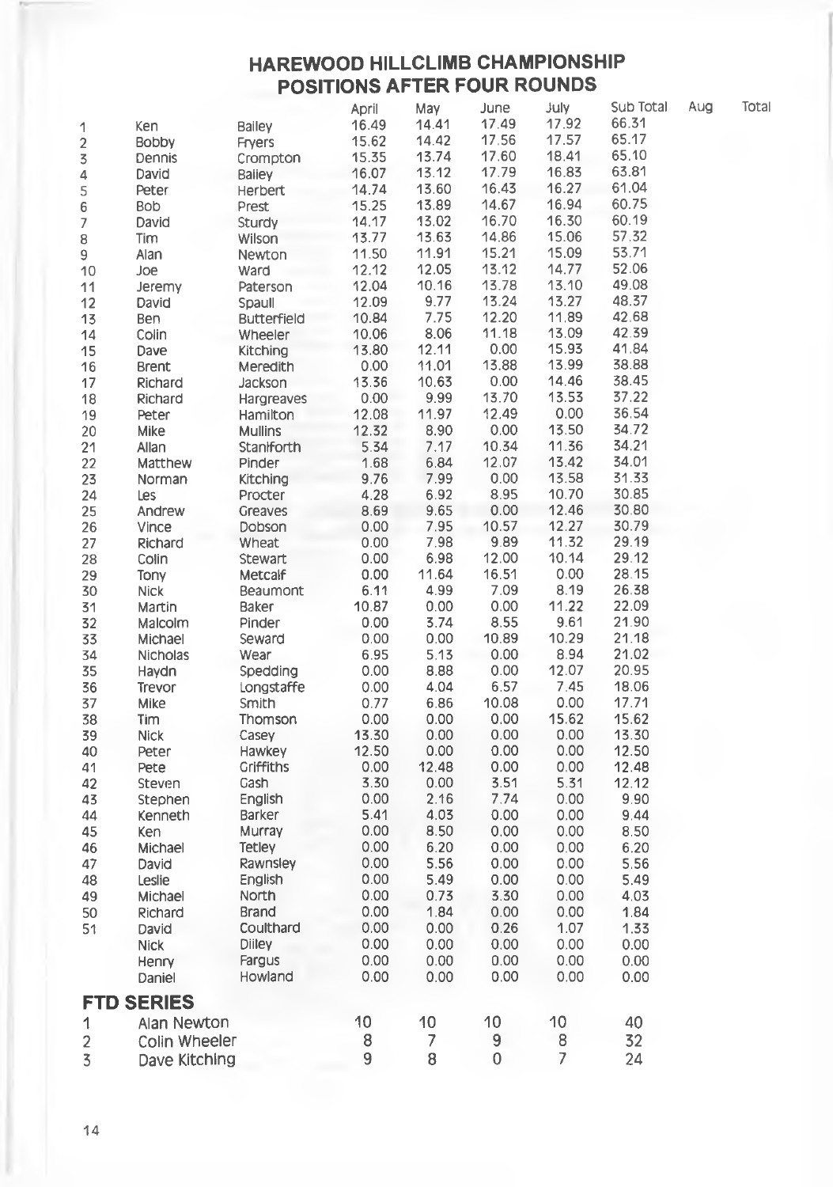## HAREWOOD HILLCLIMB CHAMPIONSHIP
## POSITIONS AFTER FOUR ROUNDS

| | | | April | May | June | July | Sub Total | Aug | Total |
|---|---|---|---|---|---|---|---|---|---|
| 1 | Ken | Bailey | 16.49 | 14.41 | 17.49 | 17.92 | 66.31 | | |
| 2 | Bobby | Fryers | 15.62 | 14.42 | 17.56 | 17.57 | 65.17 | | |
| 3 | Dennis | Crompton | 15.35 | 13.74 | 17.60 | 18.41 | 65.10 | | |
| 4 | David | Bailey | 16.07 | 13.12 | 17.79 | 16.83 | 63.81 | | |
| 5 | Peter | Herbert | 14.74 | 13.60 | 16.43 | 16.27 | 61.04 | | |
| 6 | Bob | Prest | 15.25 | 13.89 | 14.67 | 16.94 | 60.75 | | |
| 7 | David | Sturdy | 14.17 | 13.02 | 16.70 | 16.30 | 60.19 | | |
| 8 | Tim | Wilson | 13.77 | 13.63 | 14.86 | 15.06 | 57.32 | | |
| 9 | Alan | Newton | 11.50 | 11.91 | 15.21 | 15.09 | 53.71 | | |
| 10 | Joe | Ward | 12.12 | 12.05 | 13.12 | 14.77 | 52.06 | | |
| 11 | Jeremy | Paterson | 12.04 | 10.16 | 13.78 | 13.10 | 49.08 | | |
| 12 | David | Spaull | 12.09 | 9.77 | 13.24 | 13.27 | 48.37 | | |
| 13 | Ben | Butterfield | 10.84 | 7.75 | 12.20 | 11.89 | 42.68 | | |
| 14 | Colin | Wheeler | 10.06 | 8.06 | 11.18 | 13.09 | 42.39 | | |
| 15 | Dave | Kitching | 13.80 | 12.11 | 0.00 | 15.93 | 41.84 | | |
| 16 | Brent | Meredith | 0.00 | 11.01 | 13.88 | 13.99 | 38.88 | | |
| 17 | Richard | Jackson | 13.36 | 10.63 | 0.00 | 14.46 | 38.45 | | |
| 18 | Richard | Hargreaves | 0.00 | 9.99 | 13.70 | 13.53 | 37.22 | | |
| 19 | Peter | Hamilton | 12.08 | 11.97 | 12.49 | 0.00 | 36.54 | | |
| 20 | Mike | Mullins | 12.32 | 8.90 | 0.00 | 13.50 | 34.72 | | |
| 21 | Allan | Staniforth | 5.34 | 7.17 | 10.34 | 11.36 | 34.21 | | |
| 22 | Matthew | Pinder | 1.68 | 6.84 | 12.07 | 13.42 | 34.01 | | |
| 23 | Norman | Kitching | 9.76 | 7.99 | 0.00 | 13.58 | 31.33 | | |
| 24 | Les | Procter | 4.28 | 6.92 | 8.95 | 10.70 | 30.85 | | |
| 25 | Andrew | Greaves | 8.69 | 9.65 | 0.00 | 12.46 | 30.80 | | |
| 26 | Vince | Dobson | 0.00 | 7.95 | 10.57 | 12.27 | 30.79 | | |
| 27 | Richard | Wheat | 0.00 | 7.98 | 9.89 | 11.32 | 29.19 | | |
| 28 | Colin | Stewart | 0.00 | 6.98 | 12.00 | 10.14 | 29.12 | | |
| 29 | Tony | Metcalf | 0.00 | 11.64 | 16.51 | 0.00 | 28.15 | | |
| 30 | Nick | Beaumont | 6.11 | 4.99 | 7.09 | 8.19 | 26.38 | | |
| 31 | Martin | Baker | 10.87 | 0.00 | 0.00 | 11.22 | 22.09 | | |
| 32 | Malcolm | Pinder | 0.00 | 3.74 | 8.55 | 9.61 | 21.90 | | |
| 33 | Michael | Seward | 0.00 | 0.00 | 10.89 | 10.29 | 21.18 | | |
| 34 | Nicholas | Wear | 6.95 | 5.13 | 0.00 | 8.94 | 21.02 | | |
| 35 | Haydn | Spedding | 0.00 | 8.88 | 0.00 | 12.07 | 20.95 | | |
| 36 | Trevor | Longstaffe | 0.00 | 4.04 | 6.57 | 7.45 | 18.06 | | |
| 37 | Mike | Smith | 0.77 | 6.86 | 10.08 | 0.00 | 17.71 | | |
| 38 | Tim | Thomson | 0.00 | 0.00 | 0.00 | 15.62 | 15.62 | | |
| 39 | Nick | Casey | 13.30 | 0.00 | 0.00 | 0.00 | 13.30 | | |
| 40 | Peter | Hawkey | 12.50 | 0.00 | 0.00 | 0.00 | 12.50 | | |
| 41 | Pete | Griffiths | 0.00 | 12.48 | 0.00 | 0.00 | 12.48 | | |
| 42 | Steven | Gash | 3.30 | 0.00 | 3.51 | 5.31 | 12.12 | | |
| 43 | Stephen | English | 0.00 | 2.16 | 7.74 | 0.00 | 9.90 | | |
| 44 | Kenneth | Barker | 5.41 | 4.03 | 0.00 | 0.00 | 9.44 | | |
| 45 | Ken | Murray | 0.00 | 8.50 | 0.00 | 0.00 | 8.50 | | |
| 46 | Michael | Tetley | 0.00 | 6.20 | 0.00 | 0.00 | 6.20 | | |
| 47 | David | Rawnsley | 0.00 | 5.56 | 0.00 | 0.00 | 5.56 | | |
| 48 | Leslie | English | 0.00 | 5.49 | 0.00 | 0.00 | 5.49 | | |
| 49 | Michael | North | 0.00 | 0.73 | 3.30 | 0.00 | 4.03 | | |
| 50 | Richard | Brand | 0.00 | 1.84 | 0.00 | 0.00 | 1.84 | | |
| 51 | David | Coulthard | 0.00 | 0.00 | 0.26 | 1.07 | 1.33 | | |
| | Nick | Dilley | 0.00 | 0.00 | 0.00 | 0.00 | 0.00 | | |
| | Henry | Fargus | 0.00 | 0.00 | 0.00 | 0.00 | 0.00 | | |
| | Daniel | Howland | 0.00 | 0.00 | 0.00 | 0.00 | 0.00 | | |

## FTD SERIES

| | | April | May | June | July | Sub Total |
|---|---|---|---|---|---|---|
| 1 | Alan Newton | 10 | 10 | 10 | 10 | 40 |
| 2 | Colin Wheeler | 8 | 7 | 9 | 8 | 32 |
| 3 | Dave Kitching | 9 | 8 | 0 | 7 | 24 |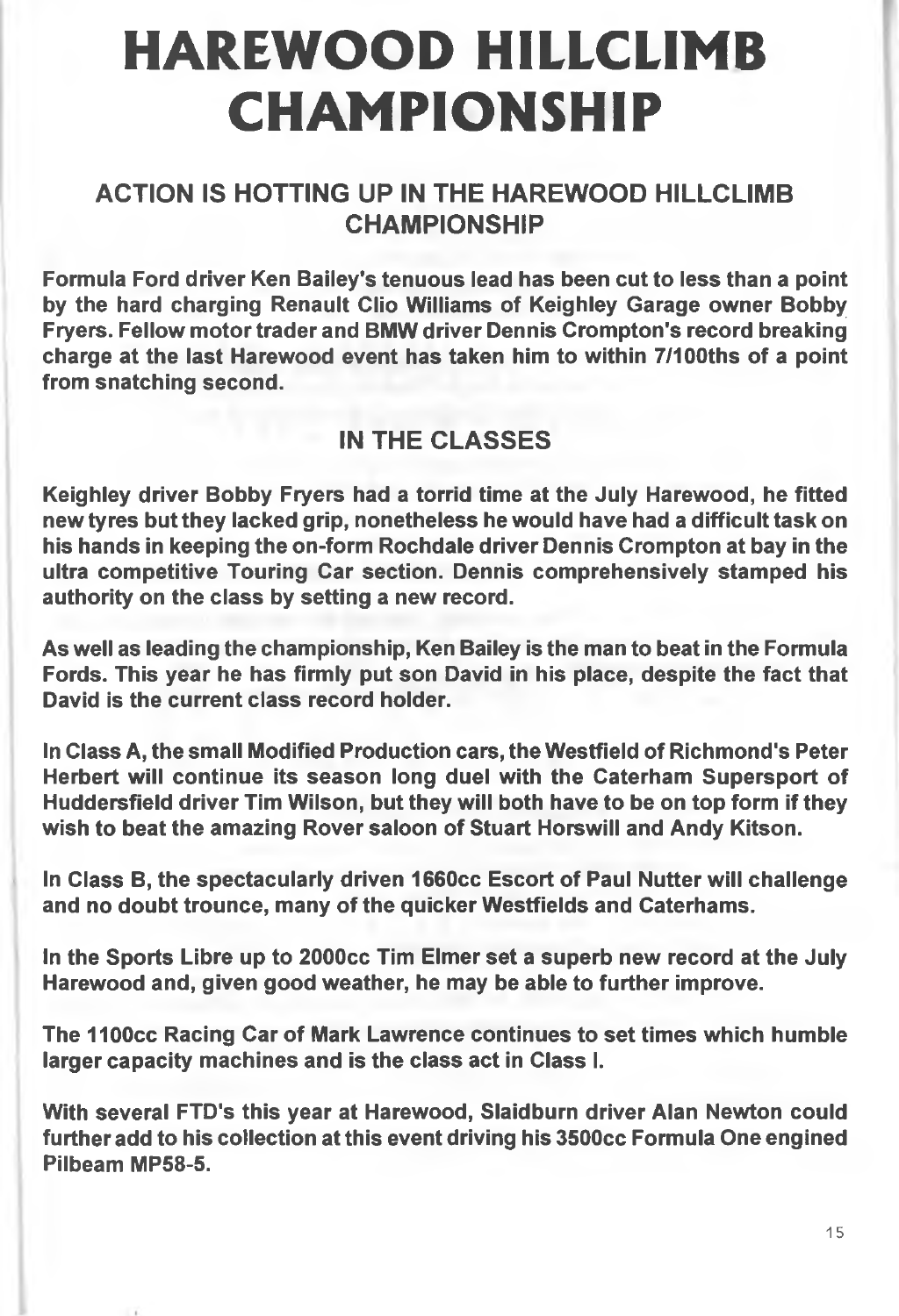# HAREWOOD HILLCLIMB CHAMPIONSHIP

## ACTION IS HOTTING UP IN THE HAREWOOD HILLCLIMB CHAMPIONSHIP

**Formula Ford driver Ken Bailey's tenuous lead has been cut to less than a point by the hard charging Renault Clio Williams of Keighley Garage owner Bobby Fryers. Fellow motor trader and BMW driver Dennis Crompton's record breaking charge at the last Harewood event has taken him to within 7/100ths of a point from snatching second.**

## IN THE CLASSES

**Keighley driver Bobby Fryers had a torrid time at the July Harewood, he fitted new tyres but they lacked grip, nonetheless he would have had a difficult task on his hands in keeping the on-form Rochdale driver Dennis Crompton at bay in the ultra competitive Touring Car section. Dennis comprehensively stamped his authority on the class by setting a new record.**

**As well as leading the championship, Ken Bailey is the man to beat in the Formula Fords. This year he has firmly put son David in his place, despite the fact that David is the current class record holder.**

**In Class A, the small Modified Production cars, the Westfield of Richmond's Peter Herbert will continue its season long duel with the Caterham Supersport of Huddersfield driver Tim Wilson, but they will both have to be on top form if they wish to beat the amazing Rover saloon of Stuart Horswill and Andy Kitson.**

**In Class B, the spectacularly driven 1660cc Escort of Paul Nutter will challenge and no doubt trounce, many of the quicker Westfields and Caterhams.**

**In the Sports Libre up to 2000cc Tim Elmer set a superb new record at the July Harewood and, given good weather, he may be able to further improve.**

**The 1100cc Racing Car of Mark Lawrence continues to set times which humble larger capacity machines and is the class act in Class I.**

**With several FTD's this year at Harewood, Slaidburn driver Alan Newton could further add to his collection at this event driving his 3500cc Formula One engined Pilbeam MP58-5.**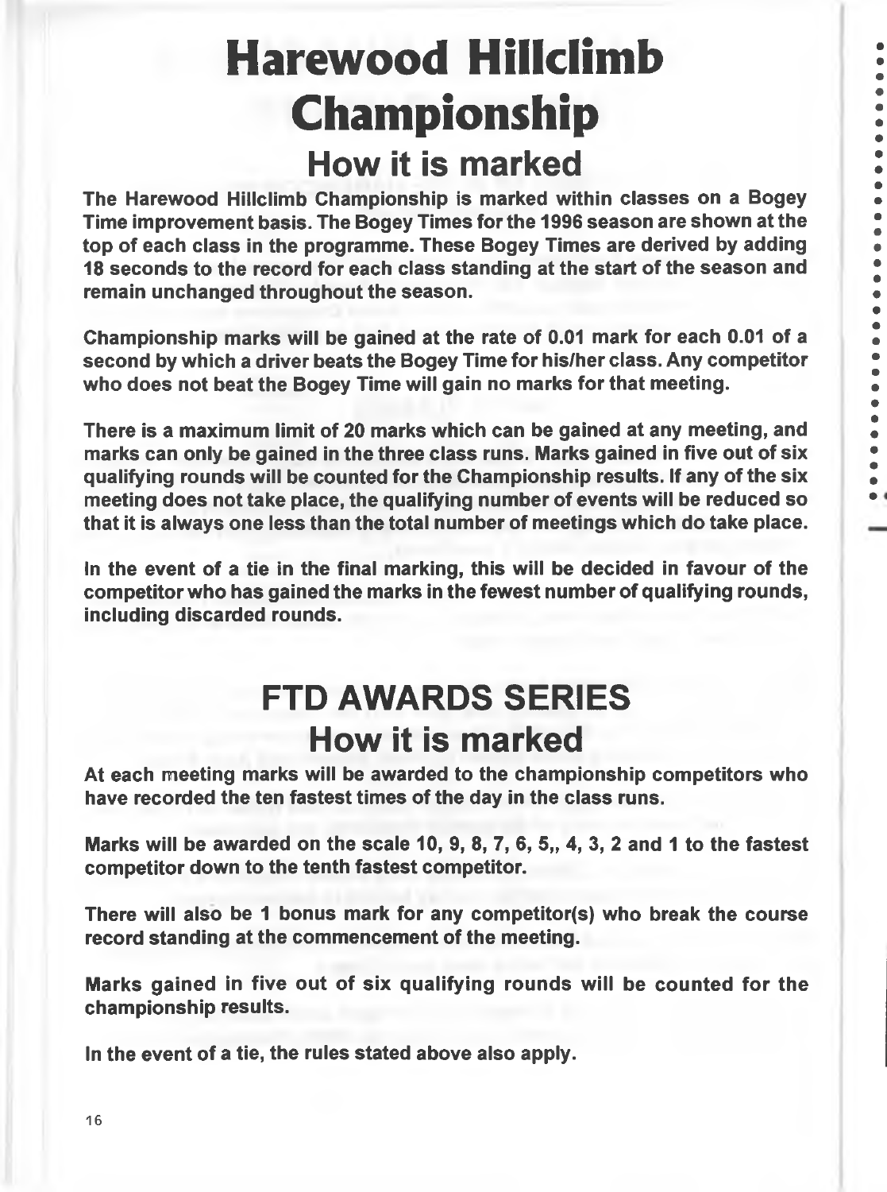# Harewood Hillclimb Championship

## How it is marked

**The Harewood Hillclimb Championship is marked within classes on a Bogey Time improvement basis. The Bogey Times for the 1996 season are shown at the top of each class in the programme. These Bogey Times are derived by adding 18 seconds to the record for each class standing at the start of the season and remain unchanged throughout the season.**

**Championship marks will be gained at the rate of 0.01 mark for each 0.01 of a second by which a driver beats the Bogey Time for his/her class. Any competitor who does not beat the Bogey Time will gain no marks for that meeting.**

**There is a maximum limit of 20 marks which can be gained at any meeting, and marks can only be gained in the three class runs. Marks gained in five out of six qualifying rounds will be counted for the Championship results. If any of the six meeting does not take place, the qualifying number of events will be reduced so that it is always one less than the total number of meetings which do take place.**

**In the event of a tie in the final marking, this will be decided in favour of the competitor who has gained the marks in the fewest number of qualifying rounds, including discarded rounds.**

# FTD AWARDS SERIES

## How it is marked

**At each meeting marks will be awarded to the championship competitors who have recorded the ten fastest times of the day in the class runs.**

**Marks will be awarded on the scale 10, 9, 8, 7, 6, 5,, 4, 3, 2 and 1 to the fastest competitor down to the tenth fastest competitor.**

**There will also be 1 bonus mark for any competitor(s) who break the course record standing at the commencement of the meeting.**

**Marks gained in five out of six qualifying rounds will be counted for the championship results.**

**In the event of a tie, the rules stated above also apply.**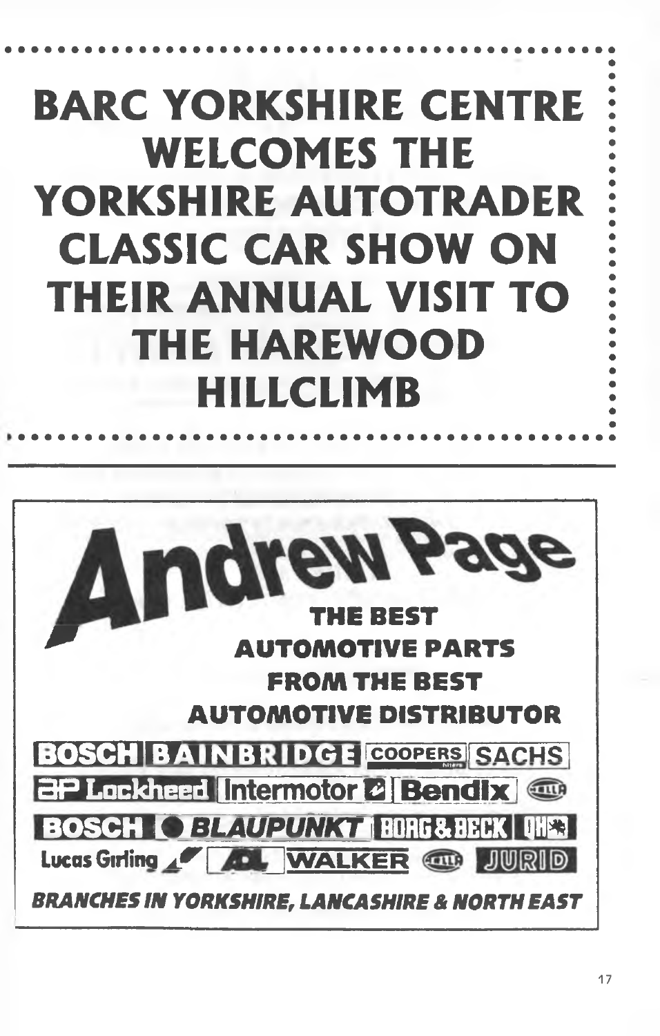# BARC YORKSHIRE CENTRE WELCOMES THE YORKSHIRE AUTOTRADER CLASSIC CAR SHOW ON THEIR ANNUAL VISIT TO THE HAREWOOD HILLCLIMB

---

# Andrew Page

**THE BEST AUTOMOTIVE PARTS FROM THE BEST AUTOMOTIVE DISTRIBUTOR**

BOSCH | BAINBRIDGE | COOPERS | SACHS
AP Lockheed | Intermotor | Bendix | HELLA
BOSCH | BLAUPUNKT | BORG & BECK | QH
Lucas Girling | ADL | WALKER | HELLA | JURID

***BRANCHES IN YORKSHIRE, LANCASHIRE & NORTH EAST***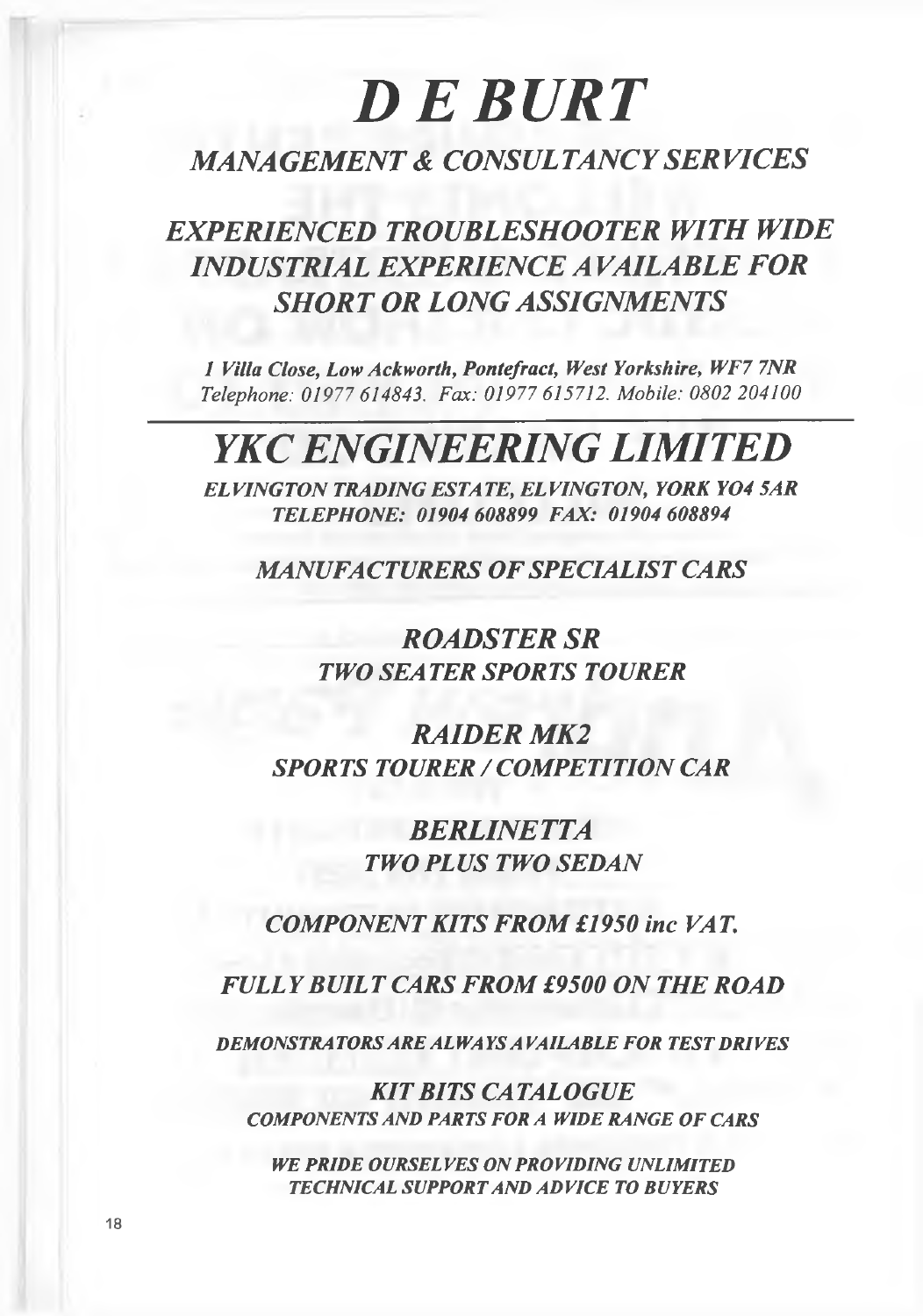# *D E BURT*

## *MANAGEMENT & CONSULTANCY SERVICES*

## *EXPERIENCED TROUBLESHOOTER WITH WIDE INDUSTRIAL EXPERIENCE AVAILABLE FOR SHORT OR LONG ASSIGNMENTS*

***1 Villa Close, Low Ackworth, Pontefract, West Yorkshire, WF7 7NR***
*Telephone: 01977 614843. Fax: 01977 615712. Mobile: 0802 204100*

---

# *YKC ENGINEERING LIMITED*

***ELVINGTON TRADING ESTATE, ELVINGTON, YORK YO4 5AR***
***TELEPHONE: 01904 608899 FAX: 01904 608894***

## *MANUFACTURERS OF SPECIALIST CARS*

### *ROADSTER SR*
*TWO SEATER SPORTS TOURER*

### *RAIDER MK2*
*SPORTS TOURER / COMPETITION CAR*

### *BERLINETTA*
*TWO PLUS TWO SEDAN*

*COMPONENT KITS FROM £1950 inc VAT.*

*FULLY BUILT CARS FROM £9500 ON THE ROAD*

***DEMONSTRATORS ARE ALWAYS AVAILABLE FOR TEST DRIVES***

### *KIT BITS CATALOGUE*
***COMPONENTS AND PARTS FOR A WIDE RANGE OF CARS***

***WE PRIDE OURSELVES ON PROVIDING UNLIMITED TECHNICAL SUPPORT AND ADVICE TO BUYERS***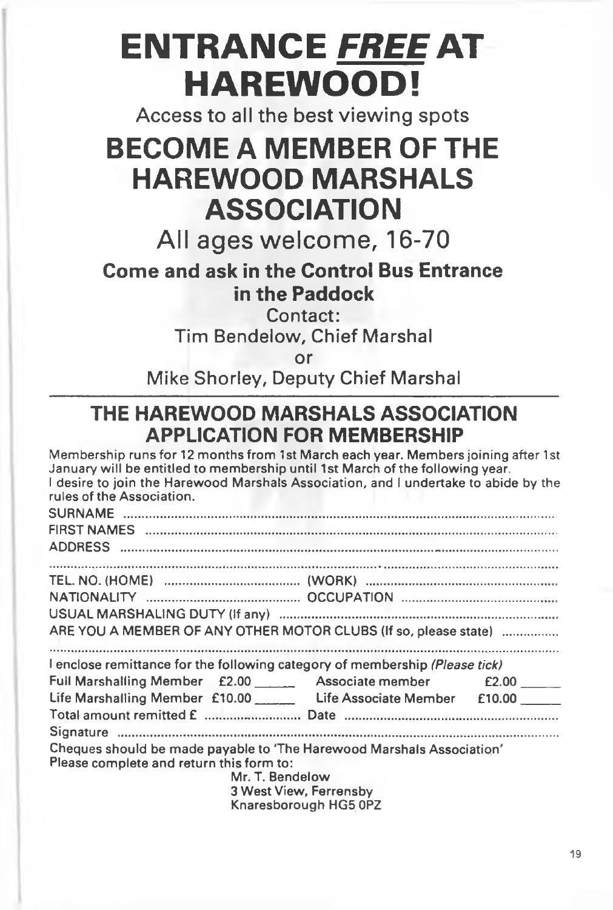# ENTRANCE ***FREE*** AT HAREWOOD!

Access to all the best viewing spots

# BECOME A MEMBER OF THE HAREWOOD MARSHALS ASSOCIATION

All ages welcome, 16-70

**Come and ask in the Control Bus Entrance in the Paddock**

Contact:

Tim Bendelow, Chief Marshal

or

Mike Shorley, Deputy Chief Marshal

---

## THE HAREWOOD MARSHALS ASSOCIATION APPLICATION FOR MEMBERSHIP

Membership runs for 12 months from 1st March each year. Members joining after 1st January will be entitled to membership until 1st March of the following year.
I desire to join the Harewood Marshals Association, and I undertake to abide by the rules of the Association.

SURNAME ..............................................................................................................

FIRST NAMES ..............................................................................................................

ADDRESS ..............................................................................................................

..............................................................................................................

TEL. NO. (HOME) .................................... (WORK) ....................................

NATIONALITY .................................... OCCUPATION ....................................

USUAL MARSHALING DUTY (If any) ..............................................................................................................

ARE YOU A MEMBER OF ANY OTHER MOTOR CLUBS (If so, please state) ................

..............................................................................................................

I enclose remittance for the following category of membership *(Please tick)*

Full Marshalling Member £2.00 ______ Associate member £2.00 ______

Life Marshalling Member £10.00 ______ Life Associate Member £10.00 ______

Total amount remitted £ .......................... Date ....................................

Signature ..............................................................................................................

Cheques should be made payable to 'The Harewood Marshals Association'
Please complete and return this form to:

Mr. T. Bendelow
3 West View, Ferrensby
Knaresborough HG5 0PZ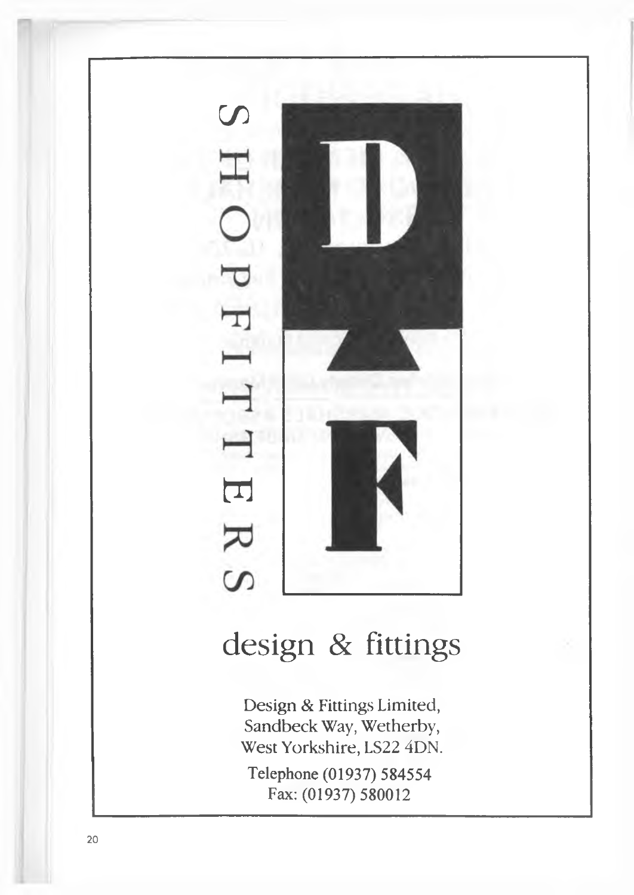SHOPFITTERS

DF

# design & fittings

Design & Fittings Limited,
Sandbeck Way, Wetherby,
West Yorkshire, LS22 4DN.

Telephone (01937) 584554
Fax: (01937) 580012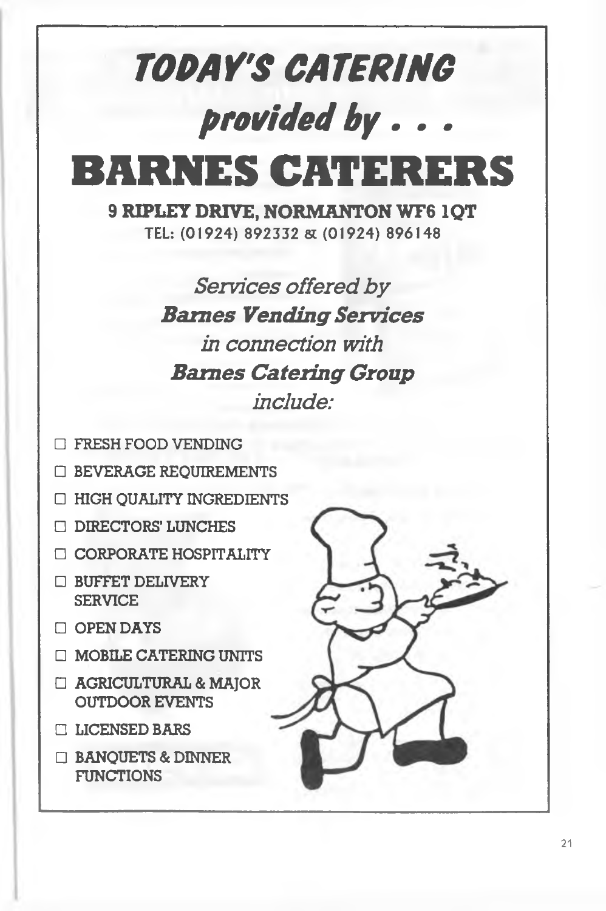# *TODAY'S CATERING*

## *provided by . . .*

# BARNES CATERERS

**9 RIPLEY DRIVE, NORMANTON WF6 1QT**

TEL: (01924) 892332 & (01924) 896148

*Services offered by*

***Barnes Vending Services***

*in connection with*

***Barnes Catering Group***

*include:*

- ☐ FRESH FOOD VENDING
- ☐ BEVERAGE REQUIREMENTS
- ☐ HIGH QUALITY INGREDIENTS
- ☐ DIRECTORS' LUNCHES
- ☐ CORPORATE HOSPITALITY
- ☐ BUFFET DELIVERY SERVICE
- ☐ OPEN DAYS
- ☐ MOBILE CATERING UNITS
- ☐ AGRICULTURAL & MAJOR OUTDOOR EVENTS
- ☐ LICENSED BARS
- ☐ BANQUETS & DINNER FUNCTIONS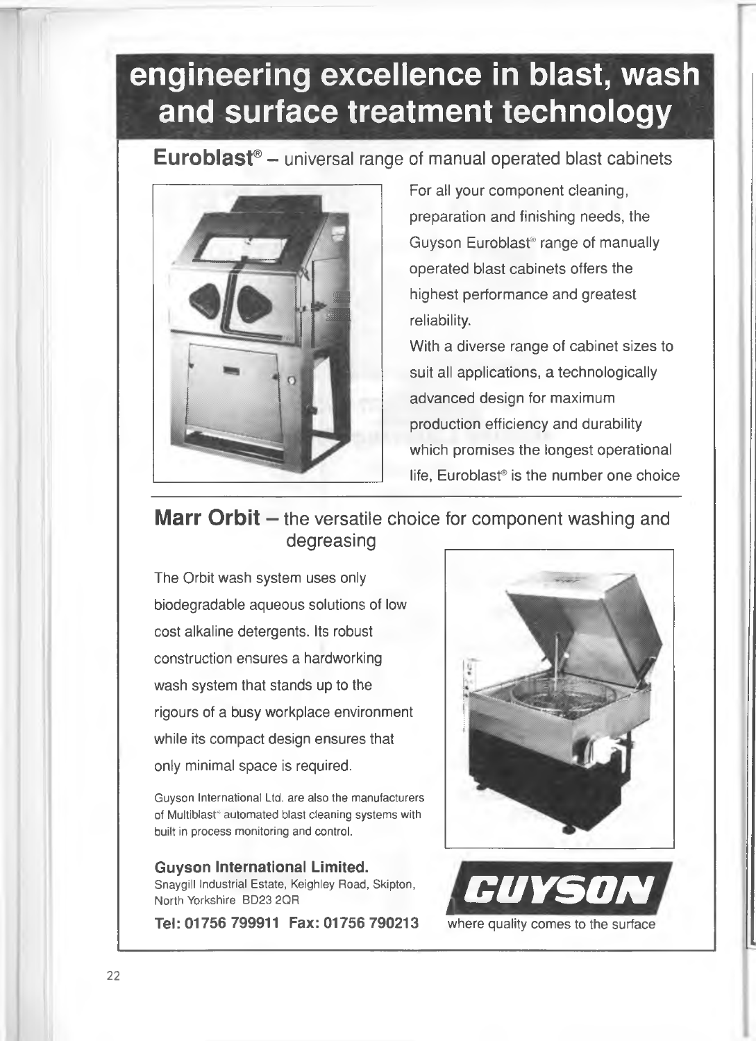# engineering excellence in blast, wash and surface treatment technology

## **Euroblast®** – universal range of manual operated blast cabinets

For all your component cleaning, preparation and finishing needs, the Guyson Euroblast® range of manually operated blast cabinets offers the highest performance and greatest reliability.

With a diverse range of cabinet sizes to suit all applications, a technologically advanced design for maximum production efficiency and durability which promises the longest operational life, Euroblast® is the number one choice

## **Marr Orbit** – the versatile choice for component washing and degreasing

The Orbit wash system uses only biodegradable aqueous solutions of low cost alkaline detergents. Its robust construction ensures a hardworking wash system that stands up to the rigours of a busy workplace environment while its compact design ensures that only minimal space is required.

Guyson International Ltd. are also the manufacturers of Multiblast® automated blast cleaning systems with built in process monitoring and control.

**Guyson International Limited.**
Snaygill Industrial Estate, Keighley Road, Skipton, North Yorkshire BD23 2QR

**Tel: 01756 799911 Fax: 01756 790213**

**GUYSON**
where quality comes to the surface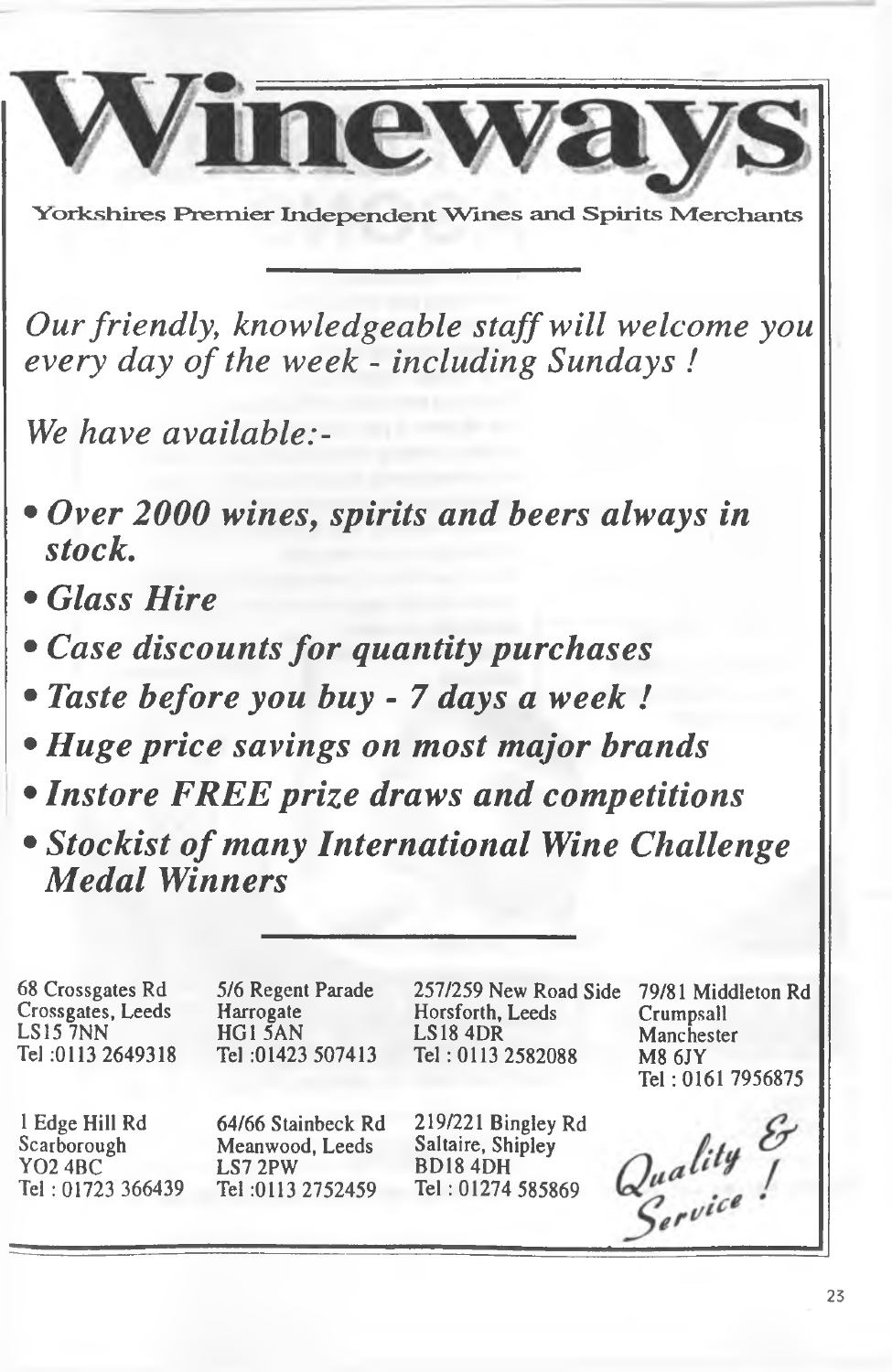# Wineways

Yorkshires Premier Independent Wines and Spirits Merchants

---

*Our friendly, knowledgeable staff will welcome you every day of the week - including Sundays !*

*We have available:-*

- ***Over 2000 wines, spirits and beers always in stock.***
- ***Glass Hire***
- ***Case discounts for quantity purchases***
- ***Taste before you buy - 7 days a week !***
- ***Huge price savings on most major brands***
- ***Instore FREE prize draws and competitions***
- ***Stockist of many International Wine Challenge Medal Winners***

---

68 Crossgates Rd
Crossgates, Leeds
LS15 7NN
Tel :0113 2649318

5/6 Regent Parade
Harrogate
HG1 5AN
Tel :01423 507413

257/259 New Road Side
Horsforth, Leeds
LS18 4DR
Tel : 0113 2582088

79/81 Middleton Rd
Crumpsall
Manchester
M8 6JY
Tel : 0161 7956875

1 Edge Hill Rd
Scarborough
YO2 4BC
Tel : 01723 366439

64/66 Stainbeck Rd
Meanwood, Leeds
LS7 2PW
Tel :0113 2752459

219/221 Bingley Rd
Saltaire, Shipley
BD18 4DH
Tel : 01274 585869

*Quality & Service !*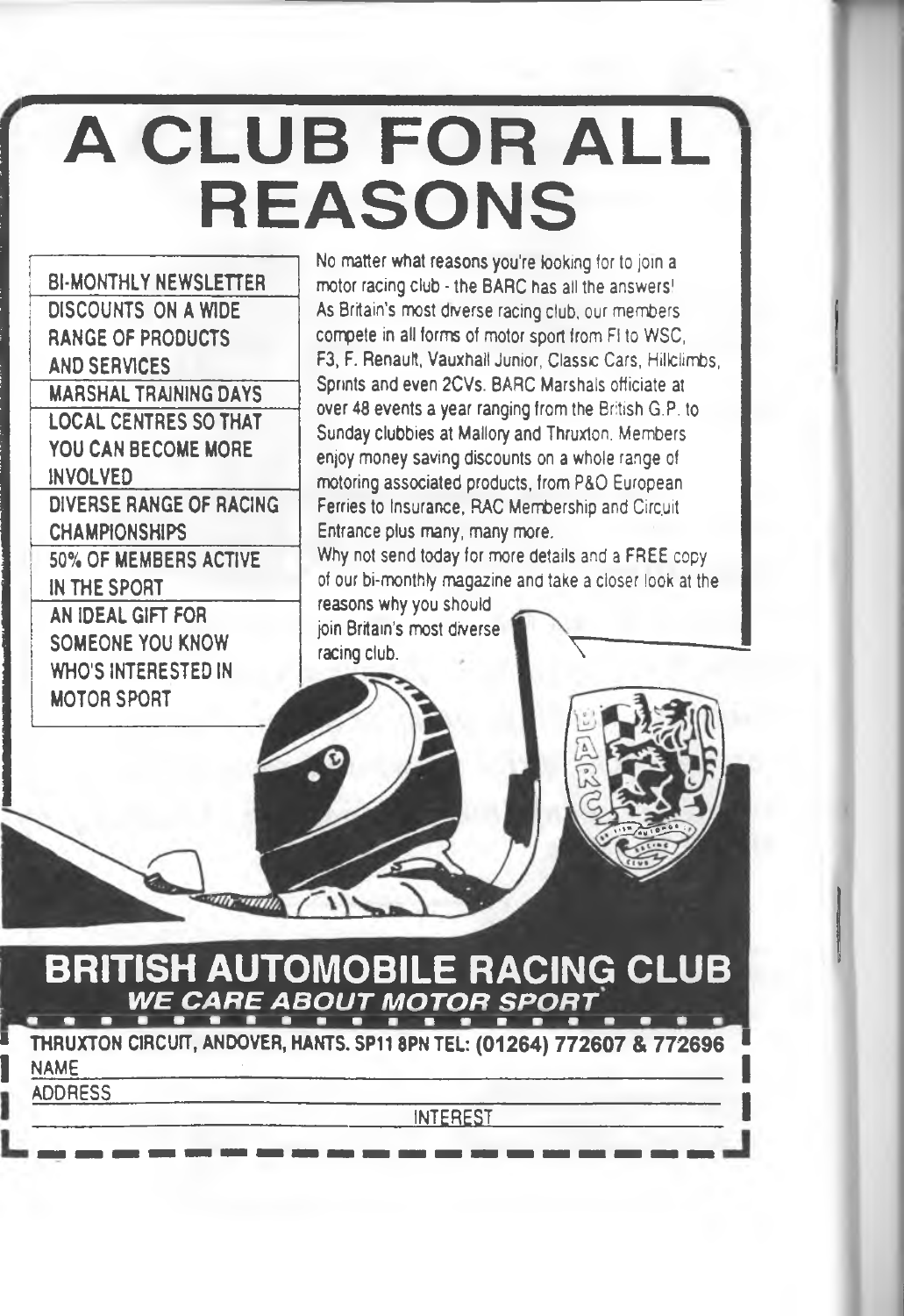# A CLUB FOR ALL REASONS

- BI-MONTHLY NEWSLETTER
- DISCOUNTS ON A WIDE RANGE OF PRODUCTS AND SERVICES
- MARSHAL TRAINING DAYS
- LOCAL CENTRES SO THAT YOU CAN BECOME MORE INVOLVED
- DIVERSE RANGE OF RACING CHAMPIONSHIPS
- 50% OF MEMBERS ACTIVE IN THE SPORT
- AN IDEAL GIFT FOR SOMEONE YOU KNOW WHO'S INTERESTED IN MOTOR SPORT

No matter what reasons you're looking for to join a motor racing club - the BARC has all the answers! As Britain's most diverse racing club, our members compete in all forms of motor sport from FI to WSC, F3, F. Renault, Vauxhall Junior, Classic Cars, Hillclimbs, Sprints and even 2CVs. BARC Marshals officiate at over 48 events a year ranging from the British G.P. to Sunday clubbies at Mallory and Thruxton. Members enjoy money saving discounts on a whole range of motoring associated products, from P&O European Ferries to Insurance, RAC Membership and Circuit Entrance plus many, many more.

Why not send today for more details and a FREE copy of our bi-monthly magazine and take a closer look at the reasons why you should join Britain's most diverse racing club.

## BRITISH AUTOMOBILE RACING CLUB

***WE CARE ABOUT MOTOR SPORT***

**THRUXTON CIRCUIT, ANDOVER, HANTS. SP11 8PN TEL: (01264) 772607 & 772696**

NAME

ADDRESS

INTEREST